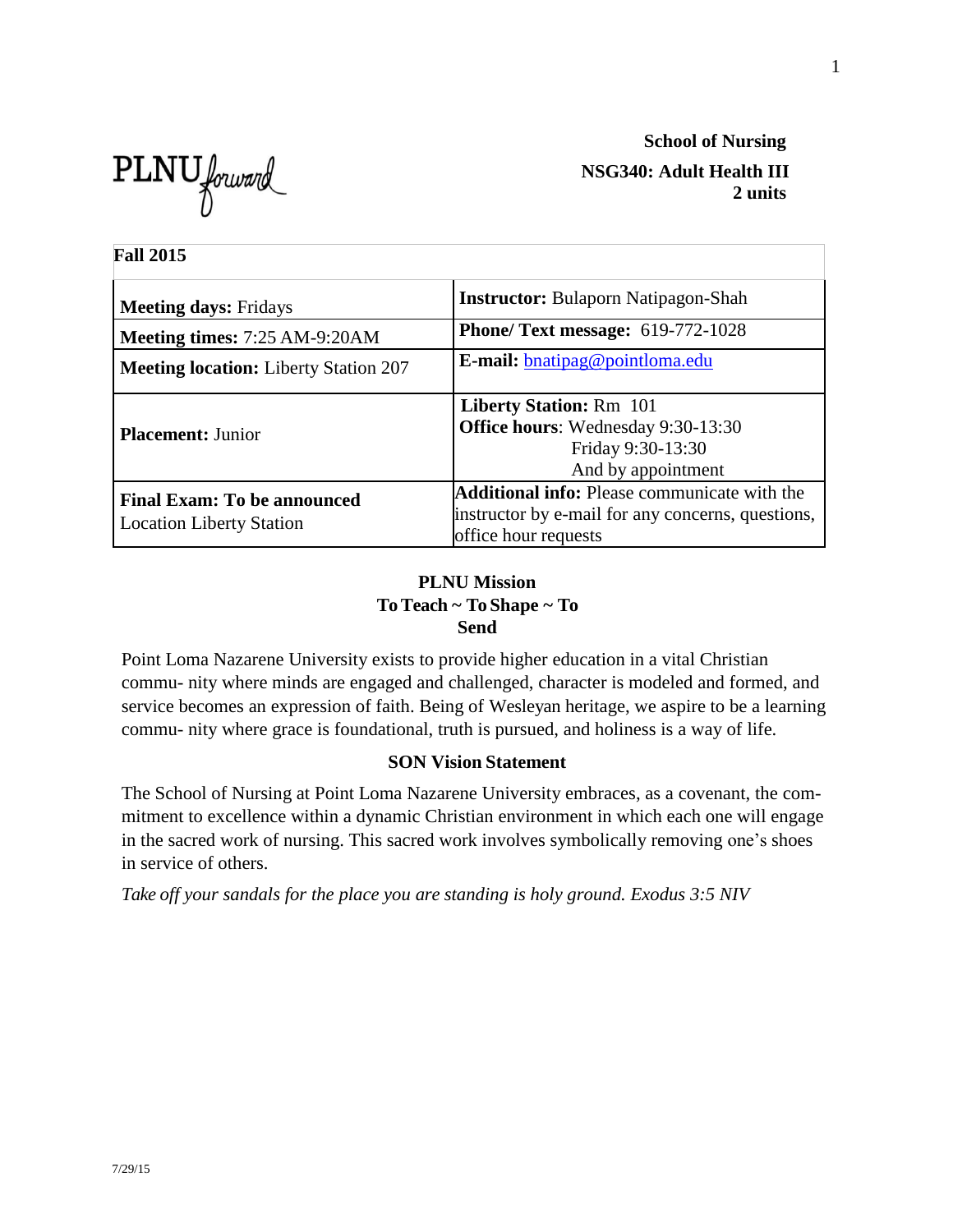PLNU forward

**School of Nursing**

**NSG340: Adult Health III**
**2 units**

| **Fall 2015** | |
|---|---|
| **Meeting days:** Fridays | **Instructor:** Bulaporn Natipagon-Shah |
| **Meeting times:** 7:25 AM-9:20AM | **Phone/ Text message:** 619-772-1028 |
| **Meeting location:** Liberty Station 207 | **E-mail:** bnatipag@pointloma.edu |
| **Placement:** Junior | **Liberty Station:** Rm 101<br>**Office hours**: Wednesday 9:30-13:30<br>Friday 9:30-13:30<br>And by appointment |
| **Final Exam: To be announced**<br>Location Liberty Station | **Additional info:** Please communicate with the instructor by e-mail for any concerns, questions, office hour requests |

## PLNU Mission
### To Teach ~ To Shape ~ To Send

Point Loma Nazarene University exists to provide higher education in a vital Christian commu- nity where minds are engaged and challenged, character is modeled and formed, and service becomes an expression of faith. Being of Wesleyan heritage, we aspire to be a learning commu- nity where grace is foundational, truth is pursued, and holiness is a way of life.

## SON Vision Statement

The School of Nursing at Point Loma Nazarene University embraces, as a covenant, the com- mitment to excellence within a dynamic Christian environment in which each one will engage in the sacred work of nursing. This sacred work involves symbolically removing one's shoes in service of others.

*Take off your sandals for the place you are standing is holy ground. Exodus 3:5 NIV*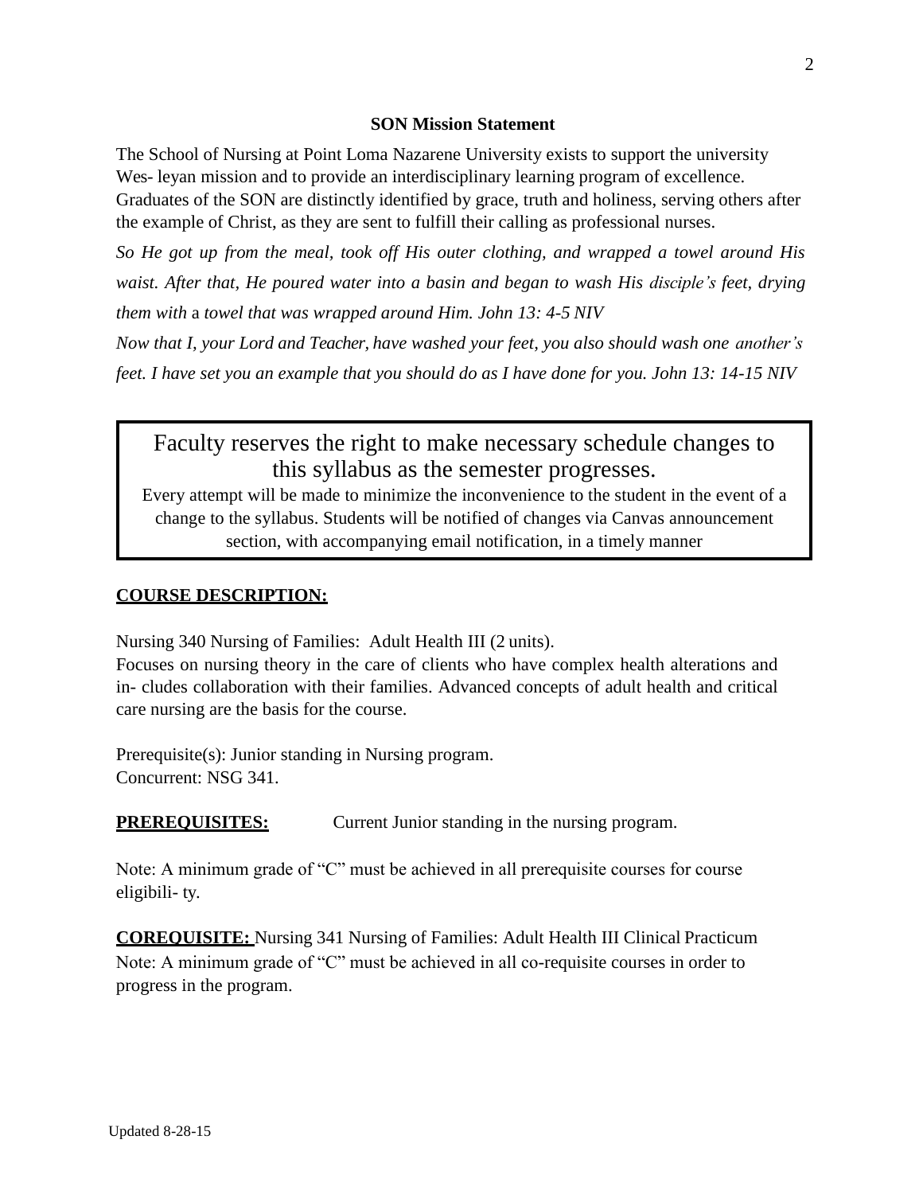### SON Mission Statement

The School of Nursing at Point Loma Nazarene University exists to support the university Wes- leyan mission and to provide an interdisciplinary learning program of excellence. Graduates of the SON are distinctly identified by grace, truth and holiness, serving others after the example of Christ, as they are sent to fulfill their calling as professional nurses.

*So He got up from the meal, took off His outer clothing, and wrapped a towel around His waist. After that, He poured water into a basin and began to wash His disciple's feet, drying them with a towel that was wrapped around Him. John 13: 4-5 NIV*

*Now that I, your Lord and Teacher, have washed your feet, you also should wash one another's feet. I have set you an example that you should do as I have done for you. John 13: 14-15 NIV*

> Faculty reserves the right to make necessary schedule changes to this syllabus as the semester progresses.
>
> Every attempt will be made to minimize the inconvenience to the student in the event of a change to the syllabus. Students will be notified of changes via Canvas announcement section, with accompanying email notification, in a timely manner

**COURSE DESCRIPTION:**

Nursing 340 Nursing of Families: Adult Health III (2 units).
Focuses on nursing theory in the care of clients who have complex health alterations and in- cludes collaboration with their families. Advanced concepts of adult health and critical care nursing are the basis for the course.

Prerequisite(s): Junior standing in Nursing program.
Concurrent: NSG 341.

**PREREQUISITES:** Current Junior standing in the nursing program.

Note: A minimum grade of "C" must be achieved in all prerequisite courses for course eligibili- ty.

**COREQUISITE:** Nursing 341 Nursing of Families: Adult Health III Clinical Practicum
Note: A minimum grade of "C" must be achieved in all co-requisite courses in order to progress in the program.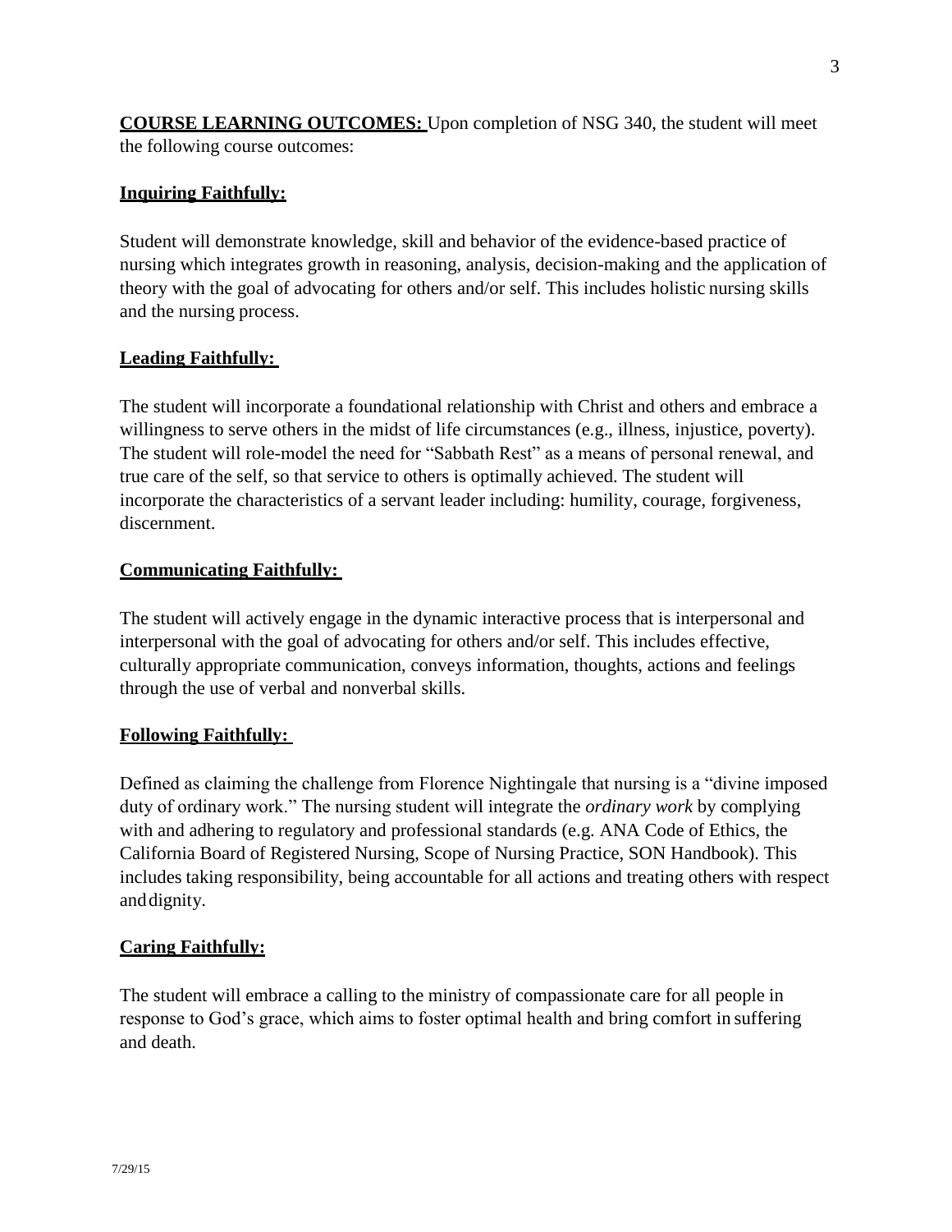**COURSE LEARNING OUTCOMES:** Upon completion of NSG 340, the student will meet the following course outcomes:

**Inquiring Faithfully:**

Student will demonstrate knowledge, skill and behavior of the evidence-based practice of nursing which integrates growth in reasoning, analysis, decision-making and the application of theory with the goal of advocating for others and/or self. This includes holistic nursing skills and the nursing process.

**Leading Faithfully:**

The student will incorporate a foundational relationship with Christ and others and embrace a willingness to serve others in the midst of life circumstances (e.g., illness, injustice, poverty). The student will role-model the need for "Sabbath Rest" as a means of personal renewal, and true care of the self, so that service to others is optimally achieved. The student will incorporate the characteristics of a servant leader including: humility, courage, forgiveness, discernment.

**Communicating Faithfully:**

The student will actively engage in the dynamic interactive process that is interpersonal and interpersonal with the goal of advocating for others and/or self. This includes effective, culturally appropriate communication, conveys information, thoughts, actions and feelings through the use of verbal and nonverbal skills.

**Following Faithfully:**

Defined as claiming the challenge from Florence Nightingale that nursing is a "divine imposed duty of ordinary work." The nursing student will integrate the *ordinary work* by complying with and adhering to regulatory and professional standards (e.g. ANA Code of Ethics, the California Board of Registered Nursing, Scope of Nursing Practice, SON Handbook). This includes taking responsibility, being accountable for all actions and treating others with respect and dignity.

**Caring Faithfully:**

The student will embrace a calling to the ministry of compassionate care for all people in response to God's grace, which aims to foster optimal health and bring comfort in suffering and death.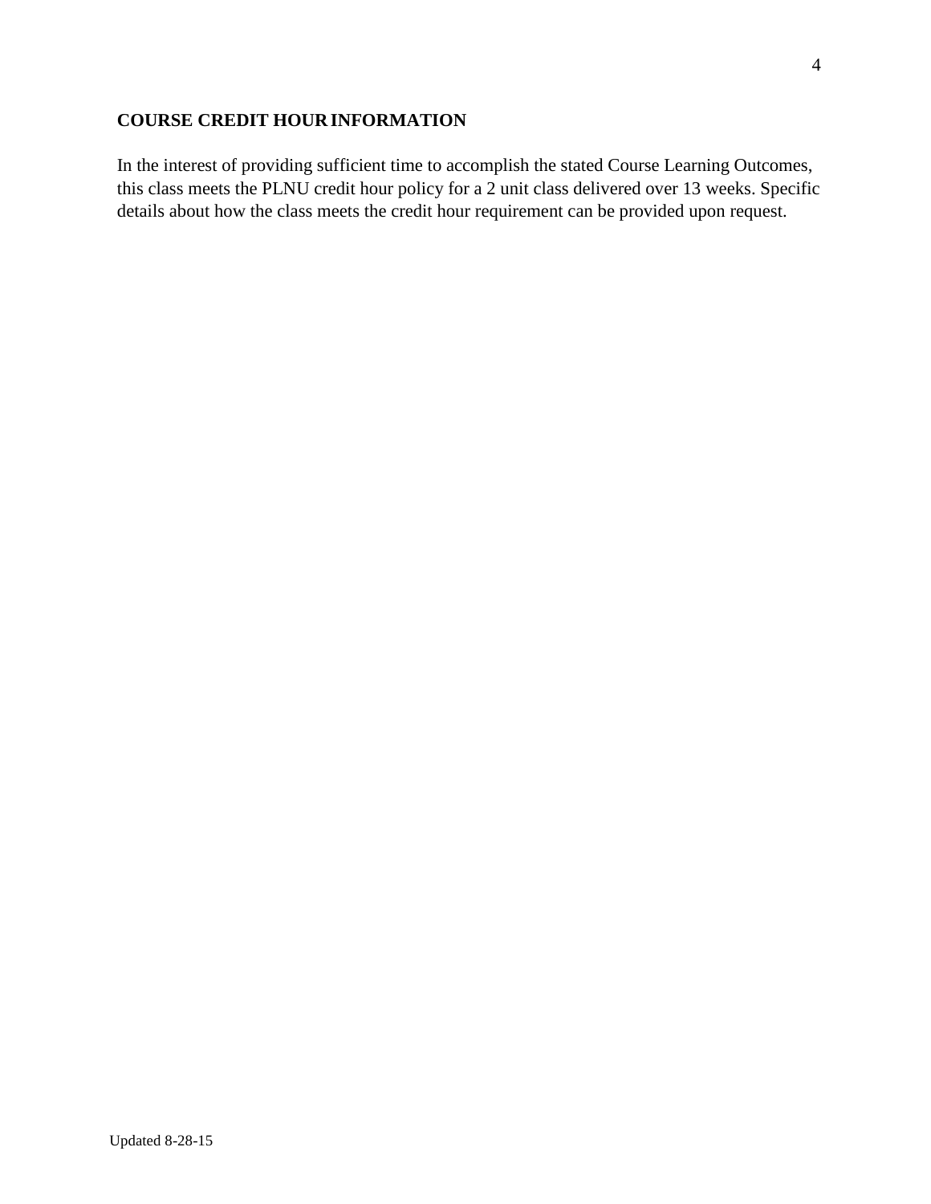**COURSE CREDIT HOUR INFORMATION**

In the interest of providing sufficient time to accomplish the stated Course Learning Outcomes, this class meets the PLNU credit hour policy for a 2 unit class delivered over 13 weeks. Specific details about how the class meets the credit hour requirement can be provided upon request.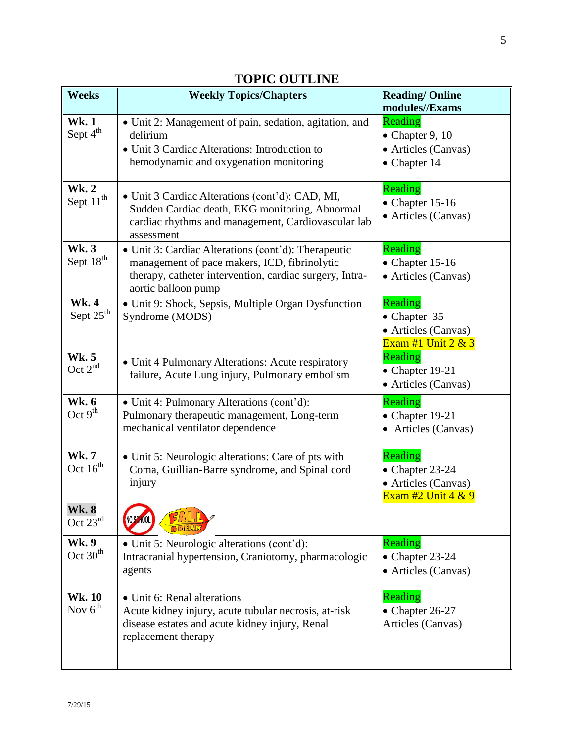# TOPIC OUTLINE

| Weeks | Weekly Topics/Chapters | Reading/ Online modules//Exams |
|---|---|---|
| **Wk. 1** Sept 4th | • Unit 2: Management of pain, sedation, agitation, and delirium<br>• Unit 3 Cardiac Alterations: Introduction to hemodynamic and oxygenation monitoring | Reading<br>• Chapter 9, 10<br>• Articles (Canvas)<br>• Chapter 14 |
| **Wk. 2** Sept 11th | • Unit 3 Cardiac Alterations (cont'd): CAD, MI, Sudden Cardiac death, EKG monitoring, Abnormal cardiac rhythms and management, Cardiovascular lab assessment | Reading<br>• Chapter 15-16<br>• Articles (Canvas) |
| **Wk. 3** Sept 18th | • Unit 3: Cardiac Alterations (cont'd): Therapeutic management of pace makers, ICD, fibrinolytic therapy, catheter intervention, cardiac surgery, Intra-aortic balloon pump | Reading<br>• Chapter 15-16<br>• Articles (Canvas) |
| **Wk. 4** Sept 25th | • Unit 9: Shock, Sepsis, Multiple Organ Dysfunction Syndrome (MODS) | Reading<br>• Chapter 35<br>• Articles (Canvas)<br>Exam #1 Unit 2 & 3 |
| **Wk. 5** Oct 2nd | • Unit 4 Pulmonary Alterations: Acute respiratory failure, Acute Lung injury, Pulmonary embolism | Reading<br>• Chapter 19-21<br>• Articles (Canvas) |
| **Wk. 6** Oct 9th | • Unit 4: Pulmonary Alterations (cont'd): Pulmonary therapeutic management, Long-term mechanical ventilator dependence | Reading<br>• Chapter 19-21<br>• Articles (Canvas) |
| **Wk. 7** Oct 16th | • Unit 5: Neurologic alterations: Care of pts with Coma, Guillian-Barre syndrome, and Spinal cord injury | Reading<br>• Chapter 23-24<br>• Articles (Canvas)<br>Exam #2 Unit 4 & 9 |
| **Wk. 8** Oct 23rd | NO SCHOOL FALL BREAK | |
| **Wk. 9** Oct 30th | • Unit 5: Neurologic alterations (cont'd): Intracranial hypertension, Craniotomy, pharmacologic agents | Reading<br>• Chapter 23-24<br>• Articles (Canvas) |
| **Wk. 10** Nov 6th | • Unit 6: Renal alterations<br>Acute kidney injury, acute tubular necrosis, at-risk disease estates and acute kidney injury, Renal replacement therapy | Reading<br>• Chapter 26-27<br>Articles (Canvas) |

7/29/15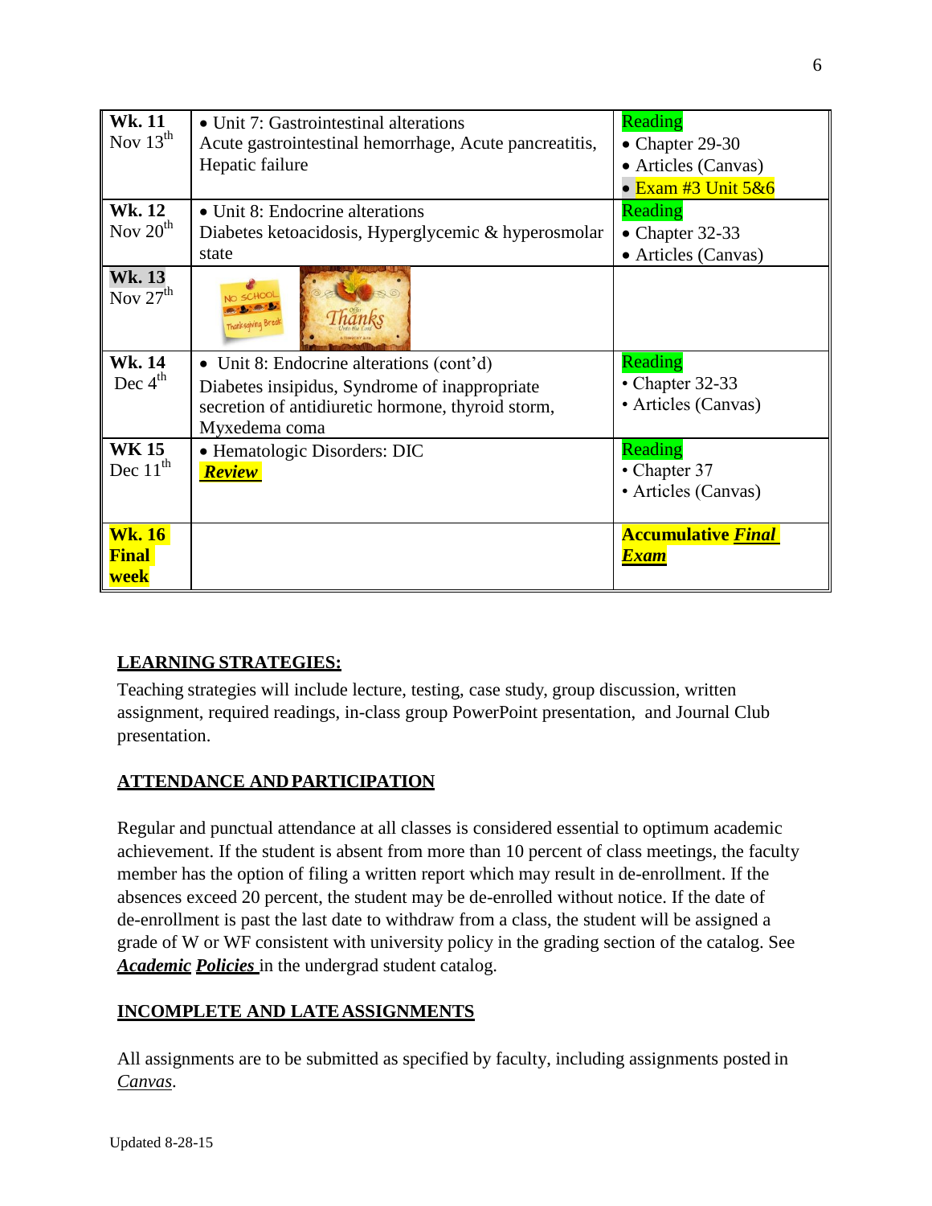| | | |
|---|---|---|
| **Wk. 11** Nov 13th | • Unit 7: Gastrointestinal alterations<br>Acute gastrointestinal hemorrhage, Acute pancreatitis, Hepatic failure | Reading<br>• Chapter 29-30<br>• Articles (Canvas)<br>• Exam #3 Unit 5&6 |
| **Wk. 12** Nov 20th | • Unit 8: Endocrine alterations<br>Diabetes ketoacidosis, Hyperglycemic & hyperosmolar state | Reading<br>• Chapter 32-33<br>• Articles (Canvas) |
| **Wk. 13** Nov 27th | No School Thanksgiving Break | |
| **Wk. 14** Dec 4th | • Unit 8: Endocrine alterations (cont'd)<br>Diabetes insipidus, Syndrome of inappropriate secretion of antidiuretic hormone, thyroid storm, Myxedema coma | Reading<br>• Chapter 32-33<br>• Articles (Canvas) |
| **WK 15** Dec 11th | • Hematologic Disorders: DIC<br>***Review*** | Reading<br>• Chapter 37<br>• Articles (Canvas) |
| **Wk. 16 Final week** | | **Accumulative *Final Exam*** |

## LEARNING STRATEGIES:

Teaching strategies will include lecture, testing, case study, group discussion, written assignment, required readings, in-class group PowerPoint presentation, and Journal Club presentation.

## ATTENDANCE AND PARTICIPATION

Regular and punctual attendance at all classes is considered essential to optimum academic achievement. If the student is absent from more than 10 percent of class meetings, the faculty member has the option of filing a written report which may result in de-enrollment. If the absences exceed 20 percent, the student may be de-enrolled without notice. If the date of de-enrollment is past the last date to withdraw from a class, the student will be assigned a grade of W or WF consistent with university policy in the grading section of the catalog. See ***Academic Policies*** in the undergrad student catalog.

## INCOMPLETE AND LATE ASSIGNMENTS

All assignments are to be submitted as specified by faculty, including assignments posted in *Canvas*.

Updated 8-28-15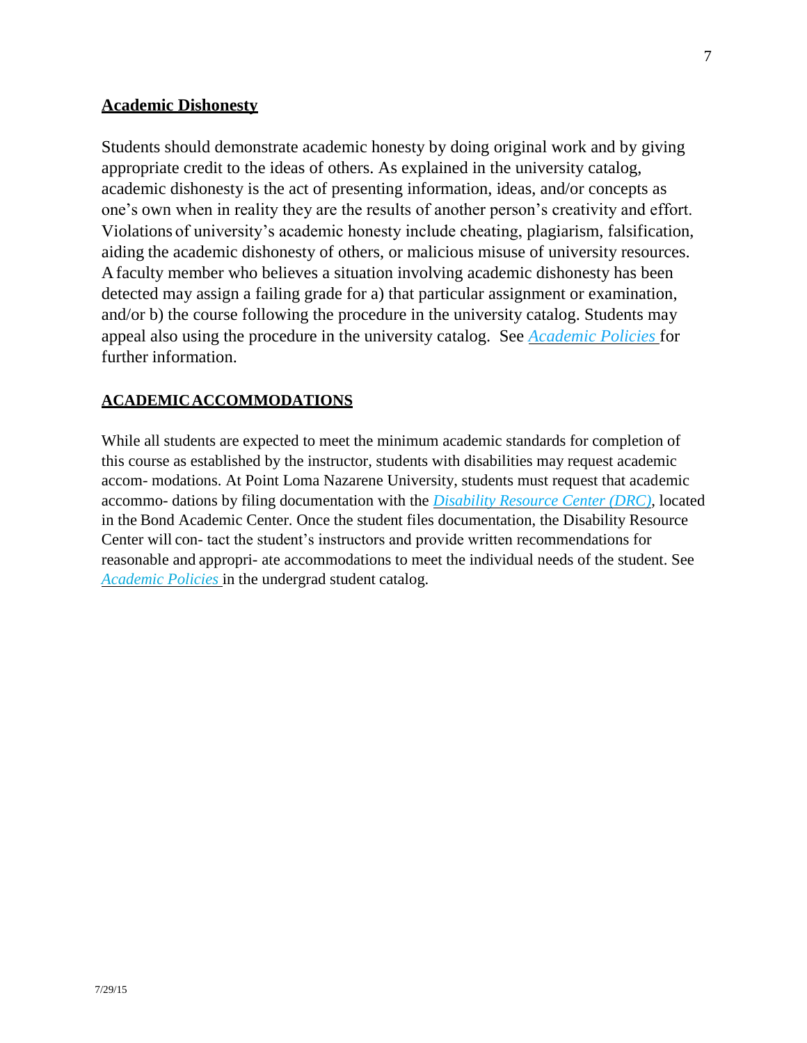## Academic Dishonesty

Students should demonstrate academic honesty by doing original work and by giving appropriate credit to the ideas of others. As explained in the university catalog, academic dishonesty is the act of presenting information, ideas, and/or concepts as one's own when in reality they are the results of another person's creativity and effort. Violations of university's academic honesty include cheating, plagiarism, falsification, aiding the academic dishonesty of others, or malicious misuse of university resources. A faculty member who believes a situation involving academic dishonesty has been detected may assign a failing grade for a) that particular assignment or examination, and/or b) the course following the procedure in the university catalog. Students may appeal also using the procedure in the university catalog. See *Academic Policies* for further information.

## ACADEMIC ACCOMMODATIONS

While all students are expected to meet the minimum academic standards for completion of this course as established by the instructor, students with disabilities may request academic accom- modations. At Point Loma Nazarene University, students must request that academic accommo- dations by filing documentation with the *Disability Resource Center (DRC)*, located in the Bond Academic Center. Once the student files documentation, the Disability Resource Center will con- tact the student's instructors and provide written recommendations for reasonable and appropri- ate accommodations to meet the individual needs of the student. See *Academic Policies* in the undergrad student catalog.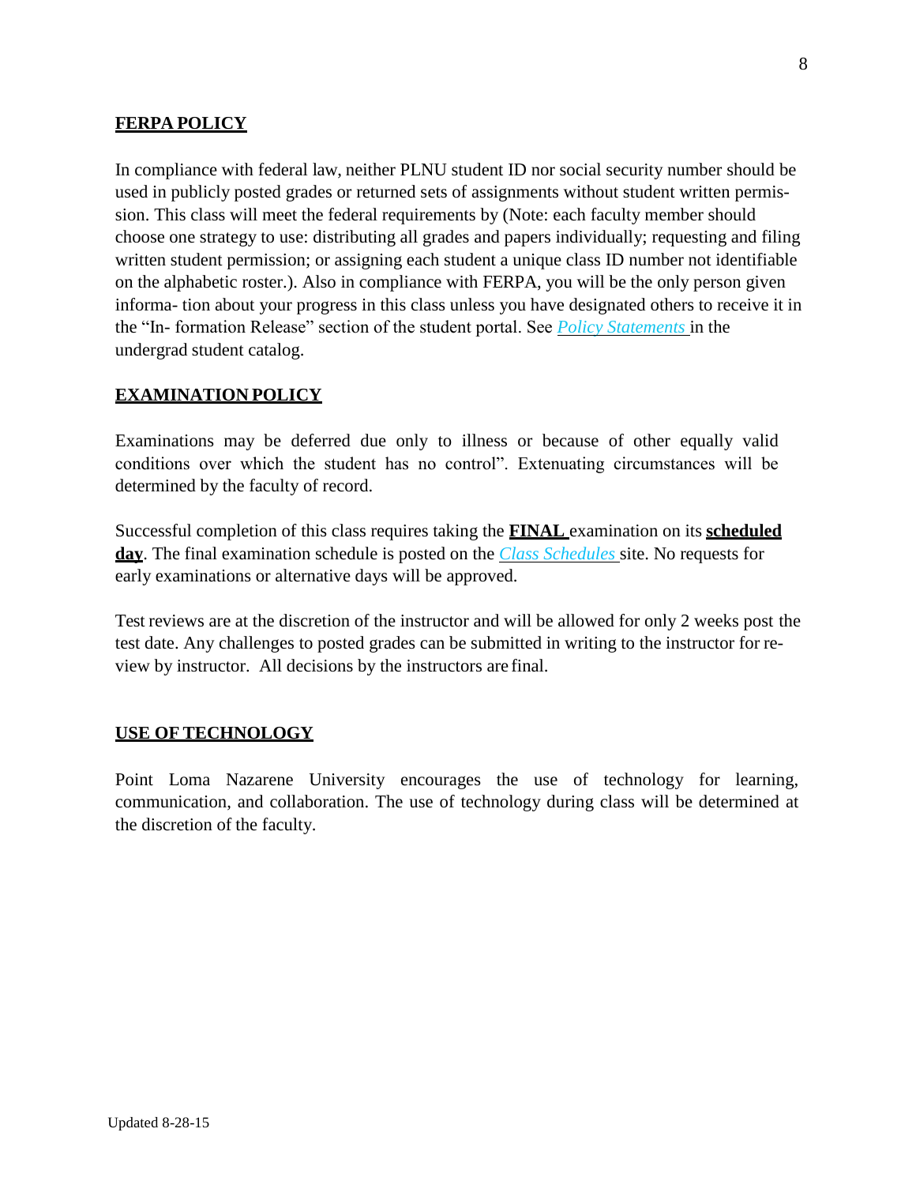## FERPA POLICY

In compliance with federal law, neither PLNU student ID nor social security number should be used in publicly posted grades or returned sets of assignments without student written permission. This class will meet the federal requirements by (Note: each faculty member should choose one strategy to use: distributing all grades and papers individually; requesting and filing written student permission; or assigning each student a unique class ID number not identifiable on the alphabetic roster.). Also in compliance with FERPA, you will be the only person given informa- tion about your progress in this class unless you have designated others to receive it in the "In- formation Release" section of the student portal. See *Policy Statements* in the undergrad student catalog.

## EXAMINATION POLICY

Examinations may be deferred due only to illness or because of other equally valid conditions over which the student has no control". Extenuating circumstances will be determined by the faculty of record.

Successful completion of this class requires taking the **FINAL** examination on its **scheduled day**. The final examination schedule is posted on the *Class Schedules* site. No requests for early examinations or alternative days will be approved.

Test reviews are at the discretion of the instructor and will be allowed for only 2 weeks post the test date. Any challenges to posted grades can be submitted in writing to the instructor for review by instructor. All decisions by the instructors are final.

## USE OF TECHNOLOGY

Point Loma Nazarene University encourages the use of technology for learning, communication, and collaboration. The use of technology during class will be determined at the discretion of the faculty.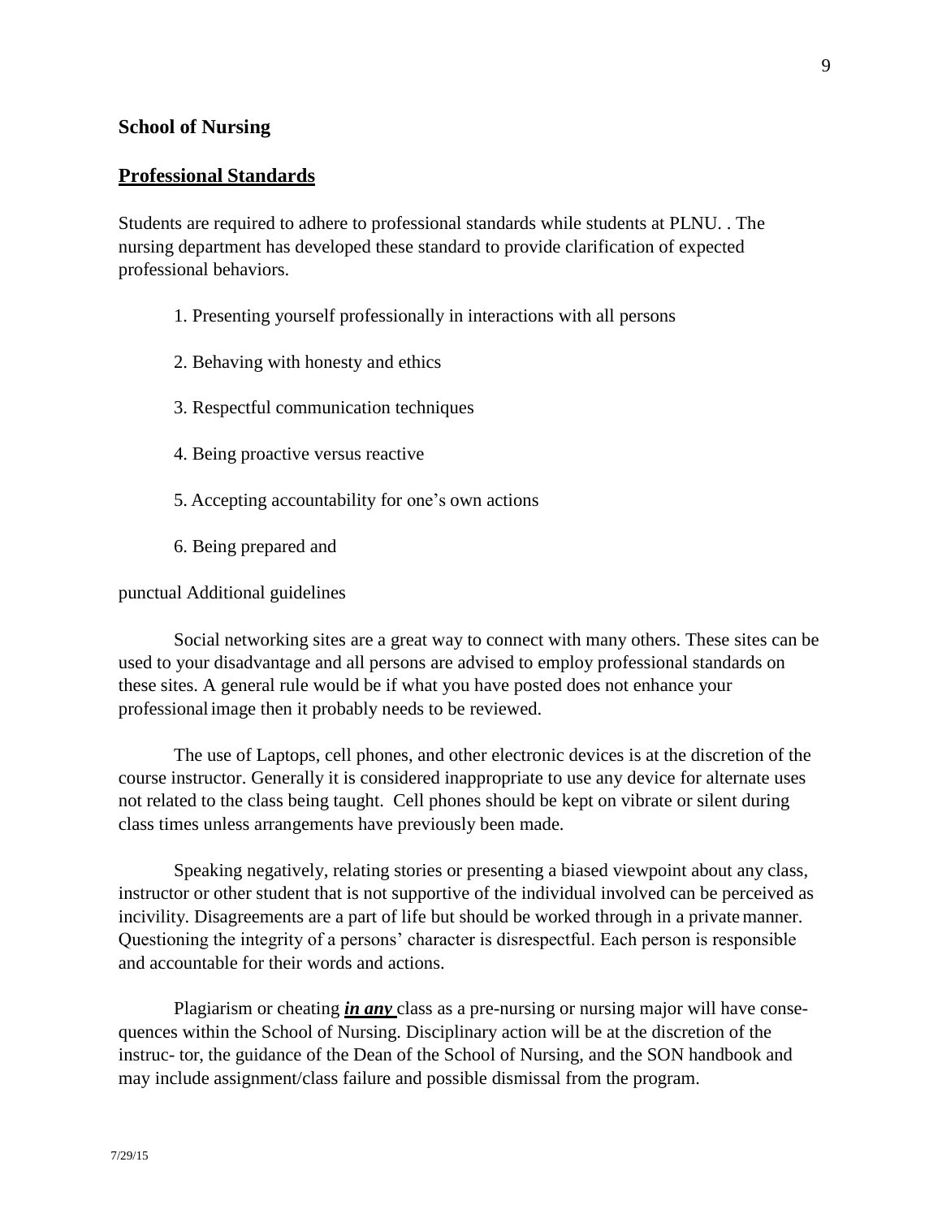**School of Nursing**

## Professional Standards

Students are required to adhere to professional standards while students at PLNU. . The nursing department has developed these standard to provide clarification of expected professional behaviors.

1. Presenting yourself professionally in interactions with all persons
2. Behaving with honesty and ethics
3. Respectful communication techniques
4. Being proactive versus reactive
5. Accepting accountability for one's own actions
6. Being prepared and

punctual Additional guidelines

Social networking sites are a great way to connect with many others. These sites can be used to your disadvantage and all persons are advised to employ professional standards on these sites. A general rule would be if what you have posted does not enhance your professional image then it probably needs to be reviewed.

The use of Laptops, cell phones, and other electronic devices is at the discretion of the course instructor. Generally it is considered inappropriate to use any device for alternate uses not related to the class being taught. Cell phones should be kept on vibrate or silent during class times unless arrangements have previously been made.

Speaking negatively, relating stories or presenting a biased viewpoint about any class, instructor or other student that is not supportive of the individual involved can be perceived as incivility. Disagreements are a part of life but should be worked through in a private manner. Questioning the integrity of a persons' character is disrespectful. Each person is responsible and accountable for their words and actions.

Plagiarism or cheating ***in any*** class as a pre-nursing or nursing major will have consequences within the School of Nursing. Disciplinary action will be at the discretion of the instruc- tor, the guidance of the Dean of the School of Nursing, and the SON handbook and may include assignment/class failure and possible dismissal from the program.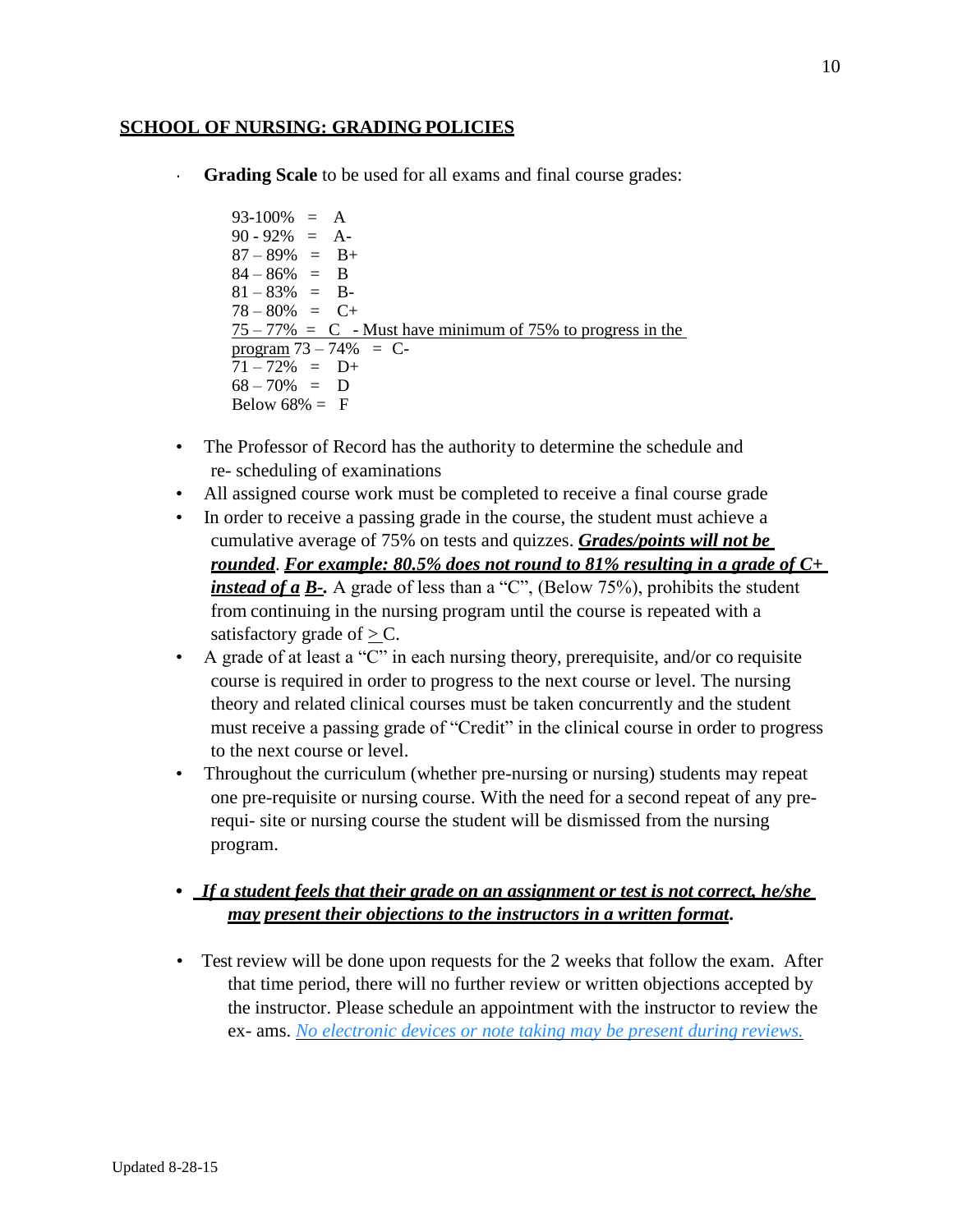## SCHOOL OF NURSING: GRADING POLICIES

- **Grading Scale** to be used for all exams and final course grades:

  93-100% = A
  90 - 92% = A-
  87 – 89% = B+
  84 – 86% = B
  81 – 83% = B-
  78 – 80% = C+
  75 – 77% = C - Must have minimum of 75% to progress in the program
  73 – 74% = C-
  71 – 72% = D+
  68 – 70% = D
  Below 68% = F

- The Professor of Record has the authority to determine the schedule and re- scheduling of examinations
- All assigned course work must be completed to receive a final course grade
- In order to receive a passing grade in the course, the student must achieve a cumulative average of 75% on tests and quizzes. ***Grades/points will not be rounded***. ***For example: 80.5% does not round to 81% resulting in a grade of C+ instead of a B-.*** A grade of less than a "C", (Below 75%), prohibits the student from continuing in the nursing program until the course is repeated with a satisfactory grade of ≥ C.
- A grade of at least a "C" in each nursing theory, prerequisite, and/or co requisite course is required in order to progress to the next course or level. The nursing theory and related clinical courses must be taken concurrently and the student must receive a passing grade of "Credit" in the clinical course in order to progress to the next course or level.
- Throughout the curriculum (whether pre-nursing or nursing) students may repeat one pre-requisite or nursing course. With the need for a second repeat of any pre-requi- site or nursing course the student will be dismissed from the nursing program.

- ***If a student feels that their grade on an assignment or test is not correct, he/she may present their objections to the instructors in a written format.***

- Test review will be done upon requests for the 2 weeks that follow the exam. After that time period, there will no further review or written objections accepted by the instructor. Please schedule an appointment with the instructor to review the ex- ams. *No electronic devices or note taking may be present during reviews.*

Updated 8-28-15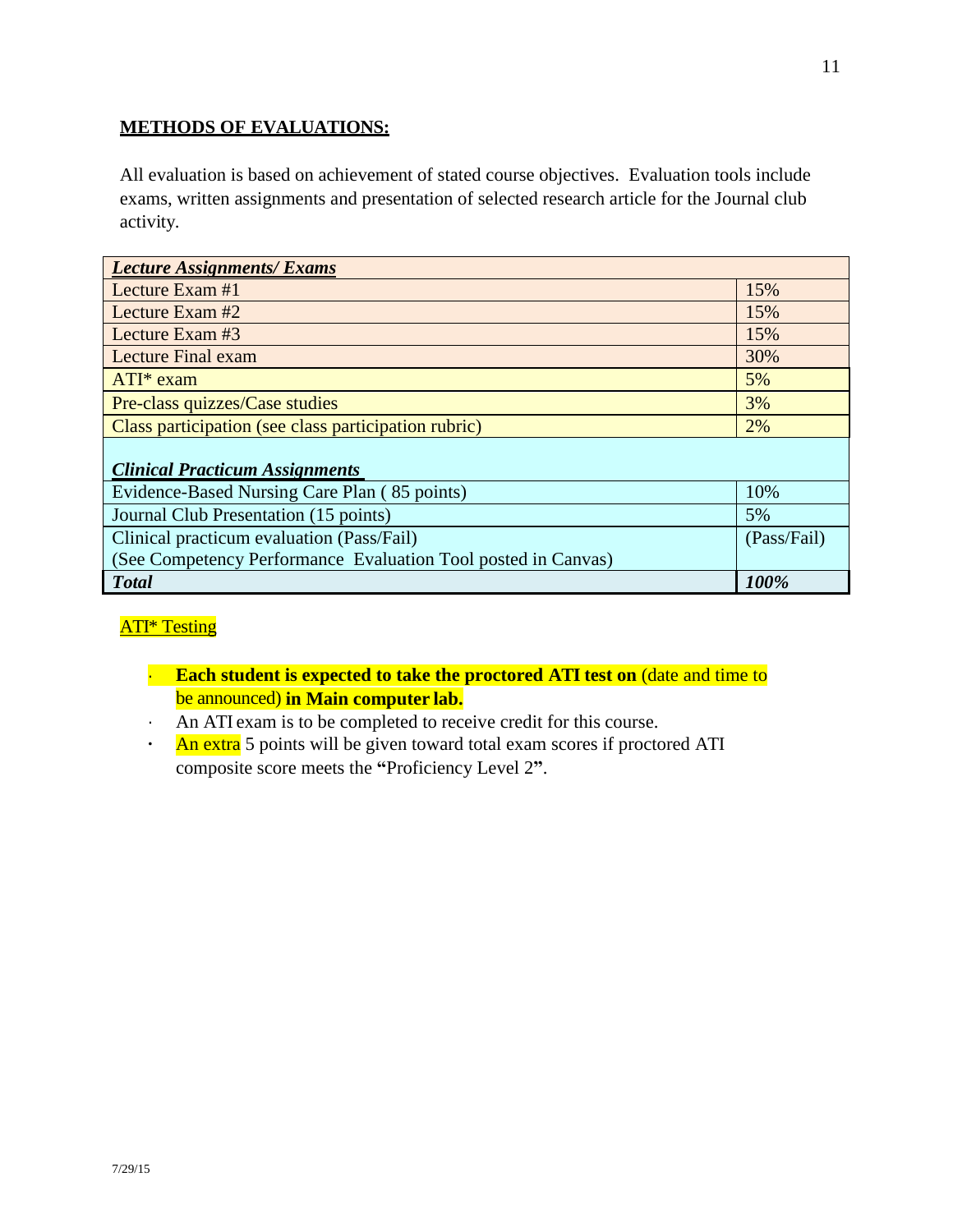## METHODS OF EVALUATIONS:

All evaluation is based on achievement of stated course objectives. Evaluation tools include exams, written assignments and presentation of selected research article for the Journal club activity.

| ***Lecture Assignments/ Exams*** | |
|---|---|
| Lecture Exam #1 | 15% |
| Lecture Exam #2 | 15% |
| Lecture Exam #3 | 15% |
| Lecture Final exam | 30% |
| ATI* exam | 5% |
| Pre-class quizzes/Case studies | 3% |
| Class participation (see class participation rubric) | 2% |
| ***Clinical Practicum Assignments*** | |
| Evidence-Based Nursing Care Plan ( 85 points) | 10% |
| Journal Club Presentation (15 points) | 5% |
| Clinical practicum evaluation (Pass/Fail) (See Competency Performance Evaluation Tool posted in Canvas) | (Pass/Fail) |
| ***Total*** | ***100%*** |

ATI* Testing

- **Each student is expected to take the proctored ATI test on** (date and time to be announced) **in Main computer lab.**
- An ATI exam is to be completed to receive credit for this course.
- An extra 5 points will be given toward total exam scores if proctored ATI composite score meets the **"**Proficiency Level 2**"**.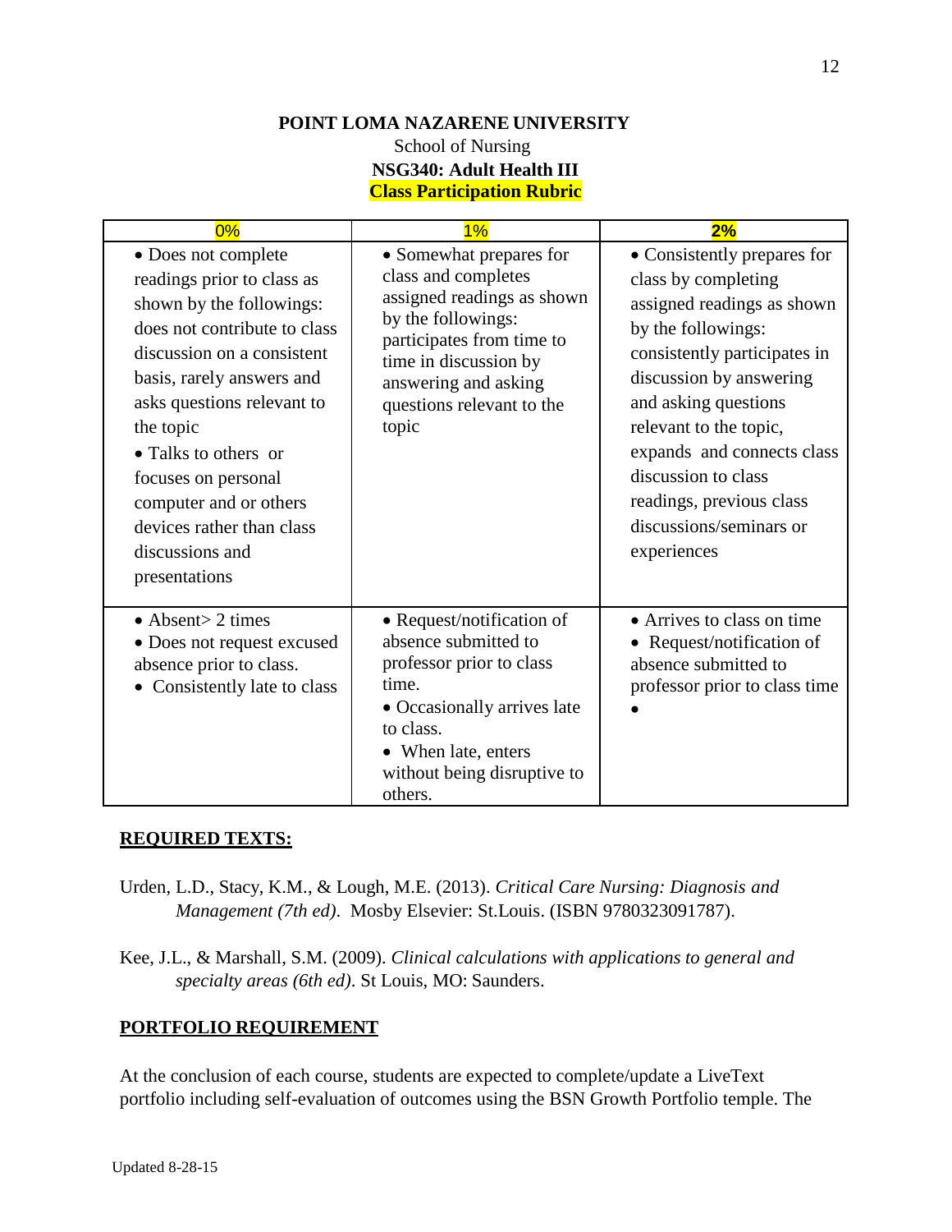**POINT LOMA NAZARENE UNIVERSITY**

School of Nursing

**NSG340: Adult Health III**

**Class Participation Rubric**

| 0% | 1% | 2% |
|---|---|---|
| • Does not complete readings prior to class as shown by the followings: does not contribute to class discussion on a consistent basis, rarely answers and asks questions relevant to the topic<br>• Talks to others or focuses on personal computer and or others devices rather than class discussions and presentations | • Somewhat prepares for class and completes assigned readings as shown by the followings: participates from time to time in discussion by answering and asking questions relevant to the topic | • Consistently prepares for class by completing assigned readings as shown by the followings: consistently participates in discussion by answering and asking questions relevant to the topic, expands and connects class discussion to class readings, previous class discussions/seminars or experiences |
| • Absent> 2 times<br>• Does not request excused absence prior to class.<br>• Consistently late to class | • Request/notification of absence submitted to professor prior to class time.<br>• Occasionally arrives late to class.<br>• When late, enters without being disruptive to others. | • Arrives to class on time<br>• Request/notification of absence submitted to professor prior to class time<br>• |

**REQUIRED TEXTS:**

Urden, L.D., Stacy, K.M., & Lough, M.E. (2013). *Critical Care Nursing: Diagnosis and Management (7th ed)*. Mosby Elsevier: St.Louis. (ISBN 9780323091787).

Kee, J.L., & Marshall, S.M. (2009). *Clinical calculations with applications to general and specialty areas (6th ed)*. St Louis, MO: Saunders.

**PORTFOLIO REQUIREMENT**

At the conclusion of each course, students are expected to complete/update a LiveText portfolio including self-evaluation of outcomes using the BSN Growth Portfolio temple. The

Updated 8-28-15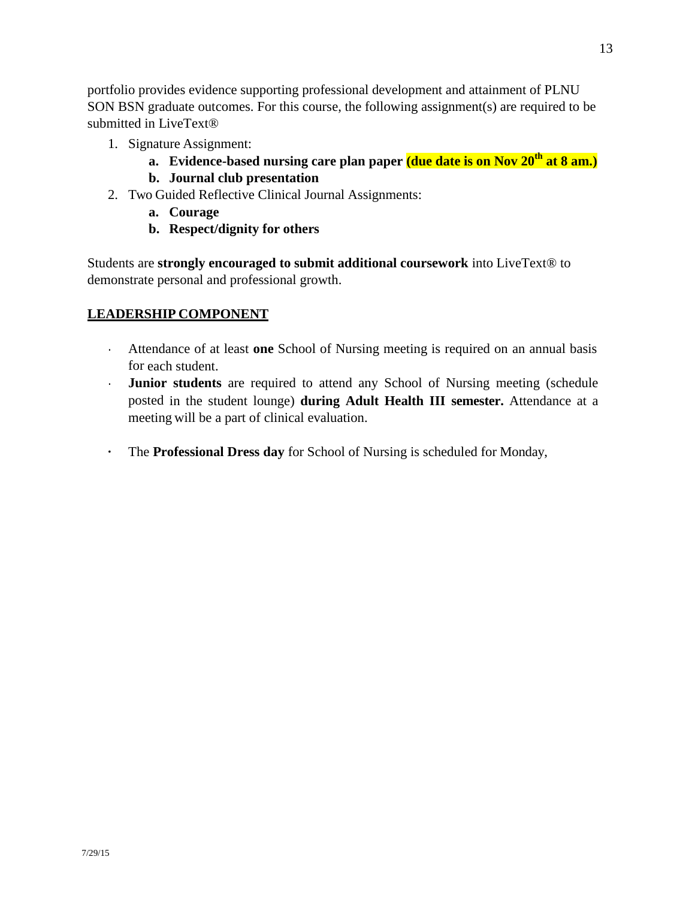portfolio provides evidence supporting professional development and attainment of PLNU SON BSN graduate outcomes. For this course, the following assignment(s) are required to be submitted in LiveText®

1. Signature Assignment:
    a. **Evidence-based nursing care plan paper (due date is on Nov 20th at 8 am.)**
    b. **Journal club presentation**
2. Two Guided Reflective Clinical Journal Assignments:
    a. **Courage**
    b. **Respect/dignity for others**

Students are **strongly encouraged to submit additional coursework** into LiveText® to demonstrate personal and professional growth.

## LEADERSHIP COMPONENT

- Attendance of at least **one** School of Nursing meeting is required on an annual basis for each student.
- **Junior students** are required to attend any School of Nursing meeting (schedule posted in the student lounge) **during Adult Health III semester.** Attendance at a meeting will be a part of clinical evaluation.
- The **Professional Dress day** for School of Nursing is scheduled for Monday,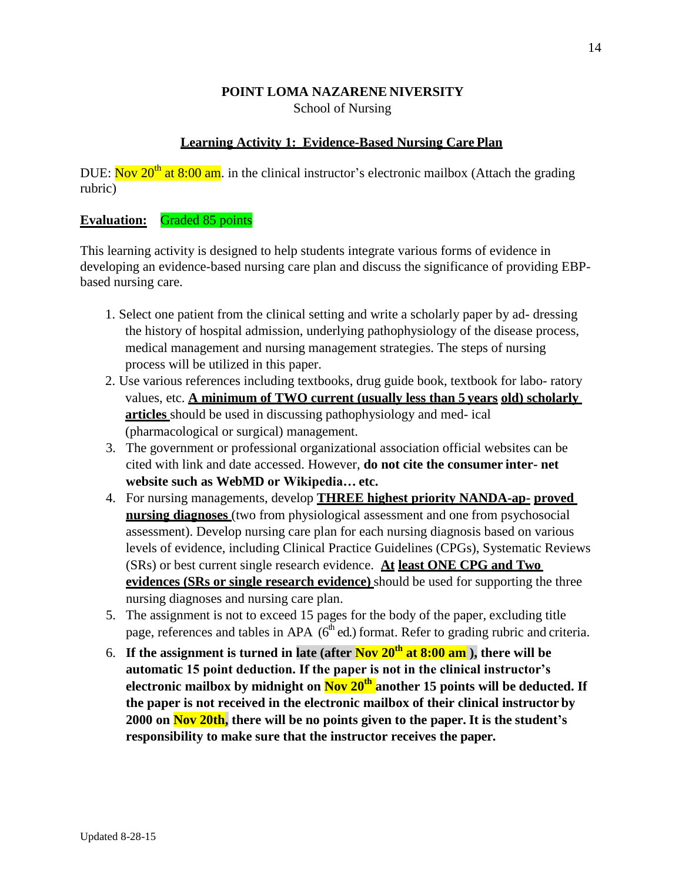**POINT LOMA NAZARENE NIVERSITY**
School of Nursing

**Learning Activity 1: Evidence-Based Nursing Care Plan**

DUE: Nov 20th at 8:00 am. in the clinical instructor's electronic mailbox (Attach the grading rubric)

**Evaluation:** Graded 85 points

This learning activity is designed to help students integrate various forms of evidence in developing an evidence-based nursing care plan and discuss the significance of providing EBP-based nursing care.

1. Select one patient from the clinical setting and write a scholarly paper by ad- dressing the history of hospital admission, underlying pathophysiology of the disease process, medical management and nursing management strategies. The steps of nursing process will be utilized in this paper.
2. Use various references including textbooks, drug guide book, textbook for labo- ratory values, etc. **A minimum of TWO current (usually less than 5 years old) scholarly articles** should be used in discussing pathophysiology and med- ical (pharmacological or surgical) management.
3. The government or professional organizational association official websites can be cited with link and date accessed. However, **do not cite the consumer inter- net website such as WebMD or Wikipedia… etc.**
4. For nursing managements, develop **THREE highest priority NANDA-ap- proved nursing diagnoses** (two from physiological assessment and one from psychosocial assessment). Develop nursing care plan for each nursing diagnosis based on various levels of evidence, including Clinical Practice Guidelines (CPGs), Systematic Reviews (SRs) or best current single research evidence. **At least ONE CPG and Two evidences (SRs or single research evidence)** should be used for supporting the three nursing diagnoses and nursing care plan.
5. The assignment is not to exceed 15 pages for the body of the paper, excluding title page, references and tables in APA (6th ed.) format. Refer to grading rubric and criteria.
6. **If the assignment is turned in late (after Nov 20th at 8:00 am ), there will be automatic 15 point deduction. If the paper is not in the clinical instructor's electronic mailbox by midnight on Nov 20th another 15 points will be deducted. If the paper is not received in the electronic mailbox of their clinical instructor by 2000 on Nov 20th, there will be no points given to the paper. It is the student's responsibility to make sure that the instructor receives the paper.**

Updated 8-28-15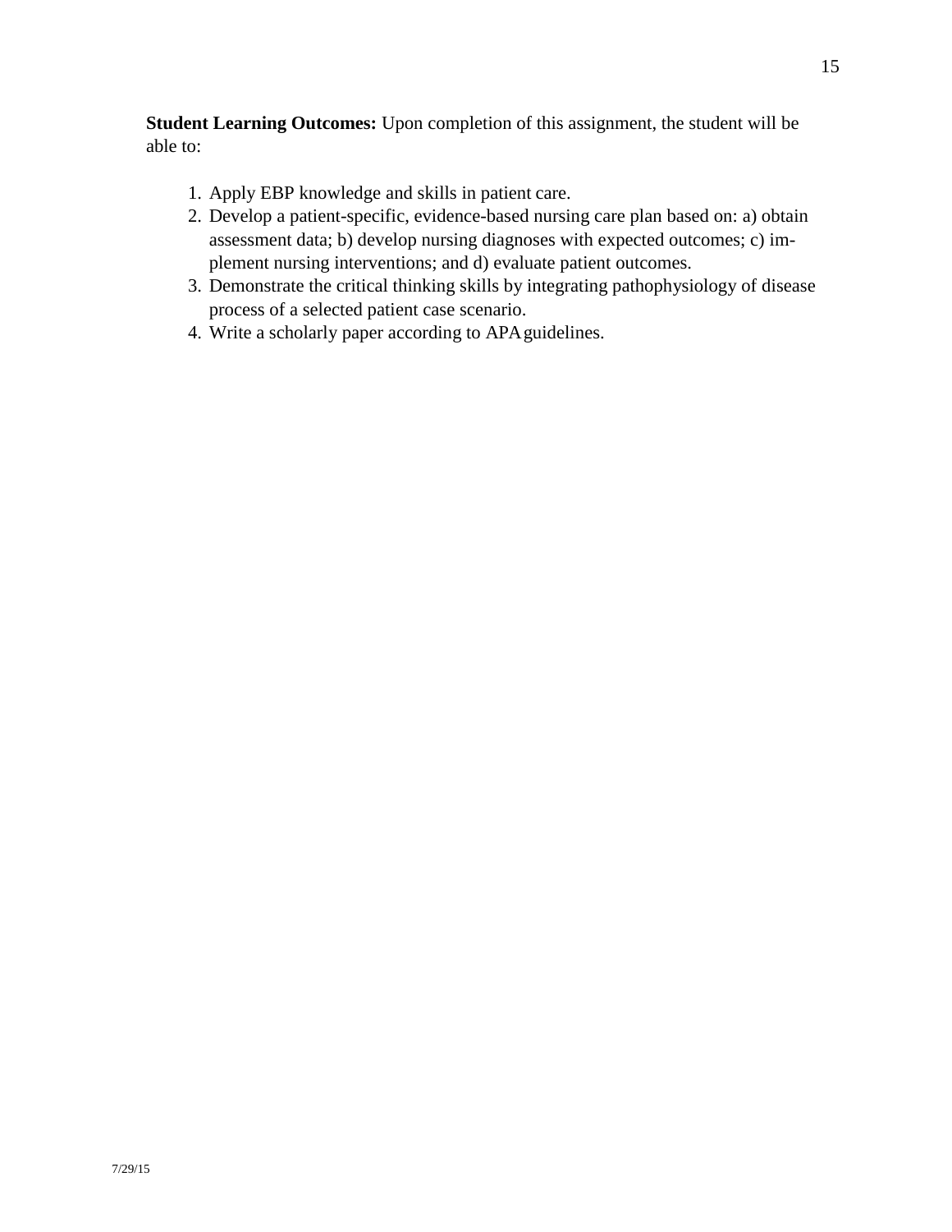**Student Learning Outcomes:** Upon completion of this assignment, the student will be able to:

1. Apply EBP knowledge and skills in patient care.
2. Develop a patient-specific, evidence-based nursing care plan based on: a) obtain assessment data; b) develop nursing diagnoses with expected outcomes; c) implement nursing interventions; and d) evaluate patient outcomes.
3. Demonstrate the critical thinking skills by integrating pathophysiology of disease process of a selected patient case scenario.
4. Write a scholarly paper according to APA guidelines.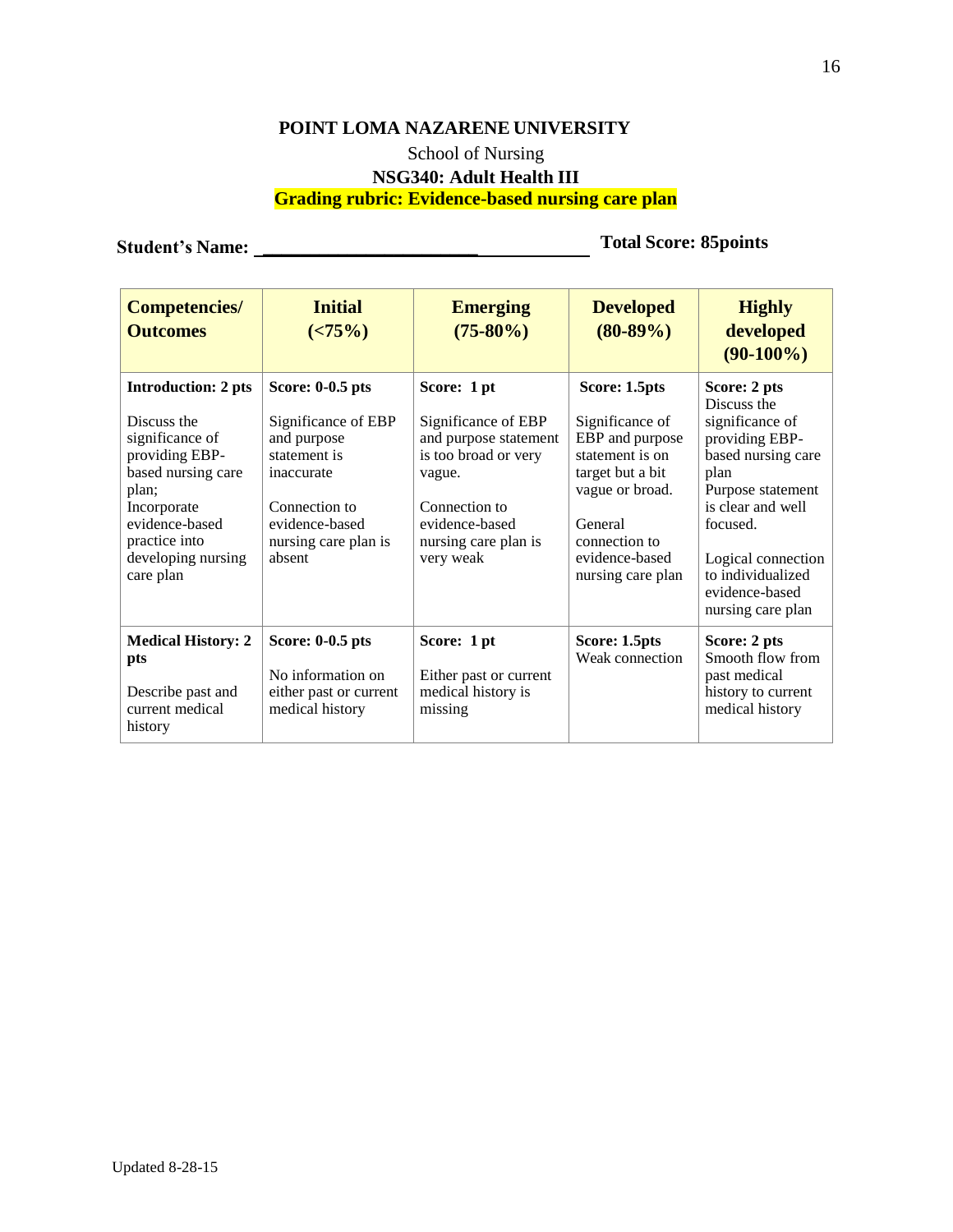**POINT LOMA NAZARENE UNIVERSITY**

School of Nursing

**NSG340: Adult Health III**

**Grading rubric: Evidence-based nursing care plan**

**Student's Name: ________________________** **Total Score: 85points**

| Competencies/ Outcomes | Initial (<75%) | Emerging (75-80%) | Developed (80-89%) | Highly developed (90-100%) |
|---|---|---|---|---|
| **Introduction: 2 pts**<br><br>Discuss the significance of providing EBP-based nursing care plan; Incorporate evidence-based practice into developing nursing care plan | **Score: 0-0.5 pts**<br><br>Significance of EBP and purpose statement is inaccurate<br><br>Connection to evidence-based nursing care plan is absent | **Score: 1 pt**<br><br>Significance of EBP and purpose statement is too broad or very vague.<br><br>Connection to evidence-based nursing care plan is very weak | **Score: 1.5pts**<br><br>Significance of EBP and purpose statement is on target but a bit vague or broad.<br><br>General connection to evidence-based nursing care plan | **Score: 2 pts**<br>Discuss the significance of providing EBP-based nursing care plan<br>Purpose statement is clear and well focused.<br><br>Logical connection to individualized evidence-based nursing care plan |
| **Medical History: 2 pts**<br><br>Describe past and current medical history | **Score: 0-0.5 pts**<br><br>No information on either past or current medical history | **Score: 1 pt**<br><br>Either past or current medical history is missing | **Score: 1.5pts**<br>Weak connection | **Score: 2 pts**<br>Smooth flow from past medical history to current medical history |

Updated 8-28-15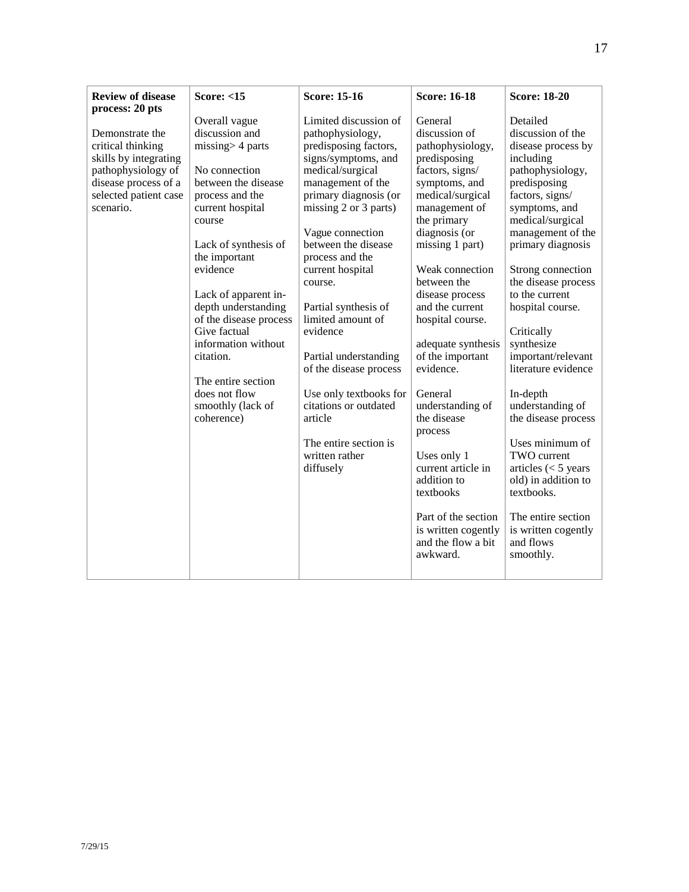| **Review of disease process: 20 pts**<br><br>Demonstrate the critical thinking skills by integrating pathophysiology of disease process of a selected patient case scenario. | **Score: <15**<br><br>Overall vague discussion and missing> 4 parts<br><br>No connection between the disease process and the current hospital course<br><br>Lack of synthesis of the important evidence<br><br>Lack of apparent in-depth understanding of the disease process Give factual information without citation.<br><br>The entire section does not flow smoothly (lack of coherence) | **Score: 15-16**<br><br>Limited discussion of pathophysiology, predisposing factors, signs/symptoms, and medical/surgical management of the primary diagnosis (or missing 2 or 3 parts)<br><br>Vague connection between the disease process and the current hospital course.<br><br>Partial synthesis of limited amount of evidence<br><br>Partial understanding of the disease process<br><br>Use only textbooks for citations or outdated article<br><br>The entire section is written rather diffusely | **Score: 16-18**<br><br>General discussion of pathophysiology, predisposing factors, signs/ symptoms, and medical/surgical management of the primary diagnosis (or missing 1 part)<br><br>Weak connection between the disease process and the current hospital course.<br><br>adequate synthesis of the important evidence.<br><br>General understanding of the disease process<br><br>Uses only 1 current article in addition to textbooks<br><br>Part of the section is written cogently and the flow a bit awkward. | **Score: 18-20**<br><br>Detailed discussion of the disease process by including pathophysiology, predisposing factors, signs/ symptoms, and medical/surgical management of the primary diagnosis<br><br>Strong connection the disease process to the current hospital course.<br><br>Critically synthesize important/relevant literature evidence<br><br>In-depth understanding of the disease process<br><br>Uses minimum of TWO current articles (< 5 years old) in addition to textbooks.<br><br>The entire section is written cogently and flows smoothly. |
|---|---|---|---|---|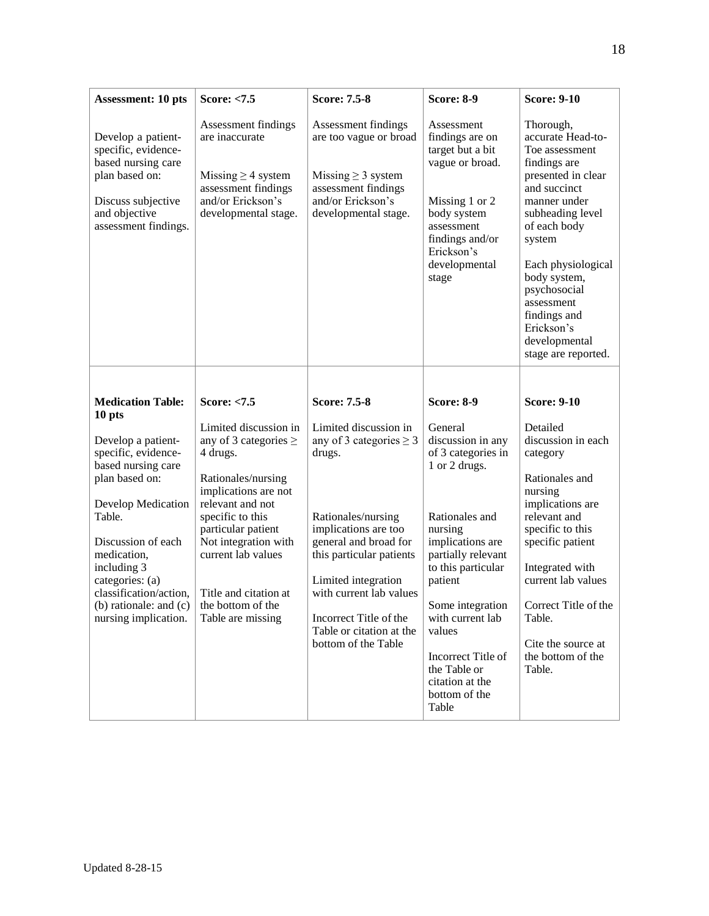| **Assessment: 10 pts** | **Score: <7.5** | **Score: 7.5-8** | **Score: 8-9** | **Score: 9-10** |
|---|---|---|---|---|
| Develop a patient-specific, evidence-based nursing care plan based on:<br><br>Discuss subjective and objective assessment findings. | Assessment findings are inaccurate<br><br>Missing ≥ 4 system assessment findings and/or Erickson's developmental stage. | Assessment findings are too vague or broad<br><br>Missing ≥ 3 system assessment findings and/or Erickson's developmental stage. | Assessment findings are on target but a bit vague or broad.<br><br>Missing 1 or 2 body system assessment findings and/or Erickson's developmental stage | Thorough, accurate Head-to-Toe assessment findings are presented in clear and succinct manner under subheading level of each body system<br><br>Each physiological body system, psychosocial assessment findings and Erickson's developmental stage are reported. |
| **Medication Table: 10 pts** | **Score: <7.5** | **Score: 7.5-8** | **Score: 8-9** | **Score: 9-10** |
| Develop a patient-specific, evidence-based nursing care plan based on:<br><br>Develop Medication Table.<br><br>Discussion of each medication, including 3 categories: (a) classification/action, (b) rationale: and (c) nursing implication. | Limited discussion in any of 3 categories ≥ 4 drugs.<br><br>Rationales/nursing implications are not relevant and not specific to this particular patient Not integration with current lab values<br><br>Title and citation at the bottom of the Table are missing | Limited discussion in any of 3 categories ≥ 3 drugs.<br><br>Rationales/nursing implications are too general and broad for this particular patients<br><br>Limited integration with current lab values<br><br>Incorrect Title of the Table or citation at the bottom of the Table | General discussion in any of 3 categories in 1 or 2 drugs.<br><br>Rationales and nursing implications are partially relevant to this particular patient<br><br>Some integration with current lab values<br><br>Incorrect Title of the Table or citation at the bottom of the Table | Detailed discussion in each category<br><br>Rationales and nursing implications are relevant and specific to this specific patient<br><br>Integrated with current lab values<br><br>Correct Title of the Table.<br><br>Cite the source at the bottom of the Table. |

Updated 8-28-15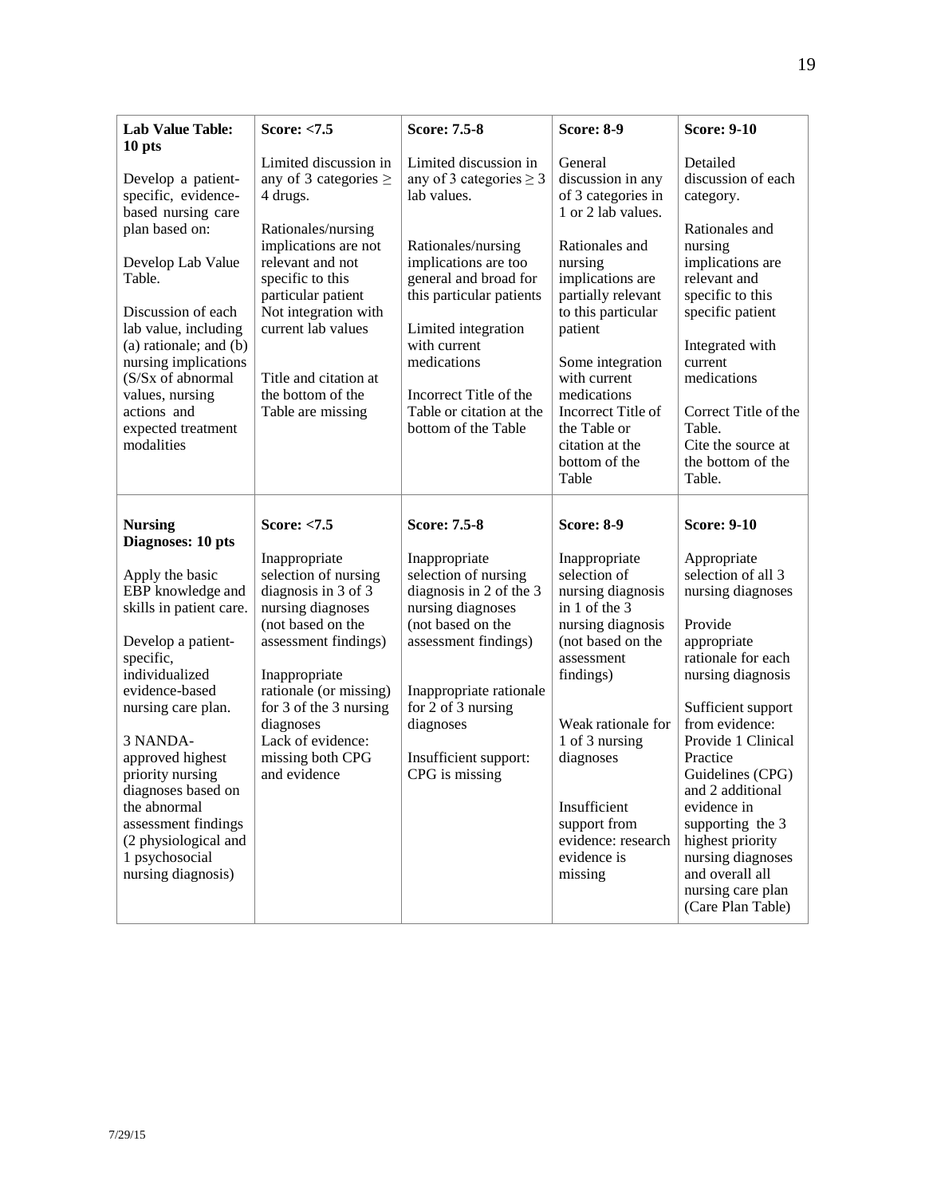| **Lab Value Table: 10 pts**<br><br>Develop a patient-specific, evidence-based nursing care plan based on:<br><br>Develop Lab Value Table.<br><br>Discussion of each lab value, including (a) rationale; and (b) nursing implications (S/Sx of abnormal values, nursing actions and expected treatment modalities | **Score: <7.5**<br><br>Limited discussion in any of 3 categories ≥ 4 drugs.<br><br>Rationales/nursing implications are not relevant and not specific to this particular patient<br>Not integration with current lab values<br><br>Title and citation at the bottom of the Table are missing | **Score: 7.5-8**<br><br>Limited discussion in any of 3 categories ≥ 3 lab values.<br><br>Rationales/nursing implications are too general and broad for this particular patients<br><br>Limited integration with current medications<br><br>Incorrect Title of the Table or citation at the bottom of the Table | **Score: 8-9**<br><br>General discussion in any of 3 categories in 1 or 2 lab values.<br><br>Rationales and nursing implications are partially relevant to this particular patient<br><br>Some integration with current medications<br>Incorrect Title of the Table or citation at the bottom of the Table | **Score: 9-10**<br><br>Detailed discussion of each category.<br><br>Rationales and nursing implications are relevant and specific to this specific patient<br><br>Integrated with current medications<br><br>Correct Title of the Table.<br>Cite the source at the bottom of the Table. |
|---|---|---|---|---|
| **Nursing Diagnoses: 10 pts**<br><br>Apply the basic EBP knowledge and skills in patient care.<br><br>Develop a patient-specific, individualized evidence-based nursing care plan.<br><br>3 NANDA-approved highest priority nursing diagnoses based on the abnormal assessment findings (2 physiological and 1 psychosocial nursing diagnosis) | **Score: <7.5**<br><br>Inappropriate selection of nursing diagnosis in 3 of 3 nursing diagnoses (not based on the assessment findings)<br><br>Inappropriate rationale (or missing) for 3 of the 3 nursing diagnoses<br>Lack of evidence: missing both CPG and evidence | **Score: 7.5-8**<br><br>Inappropriate selection of nursing diagnosis in 2 of the 3 nursing diagnoses (not based on the assessment findings)<br><br>Inappropriate rationale for 2 of 3 nursing diagnoses<br><br>Insufficient support: CPG is missing | **Score: 8-9**<br><br>Inappropriate selection of nursing diagnosis in 1 of the 3 nursing diagnosis (not based on the assessment findings)<br><br>Weak rationale for 1 of 3 nursing diagnoses<br><br>Insufficient support from evidence: research evidence is missing | **Score: 9-10**<br><br>Appropriate selection of all 3 nursing diagnoses<br><br>Provide appropriate rationale for each nursing diagnosis<br><br>Sufficient support from evidence: Provide 1 Clinical Practice Guidelines (CPG) and 2 additional evidence in supporting the 3 highest priority nursing diagnoses and overall all nursing care plan (Care Plan Table) |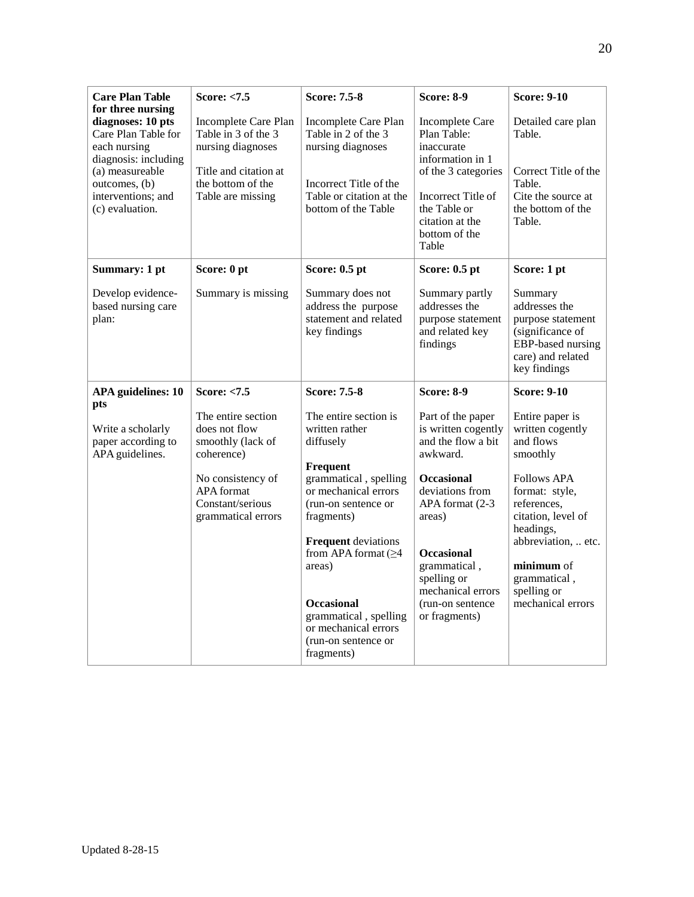| **Care Plan Table for three nursing diagnoses: 10 pts** Care Plan Table for each nursing diagnosis: including (a) measureable outcomes, (b) interventions; and (c) evaluation. | **Score: <7.5** Incomplete Care Plan Table in 3 of the 3 nursing diagnoses<br><br>Title and citation at the bottom of the Table are missing | **Score: 7.5-8** Incomplete Care Plan Table in 2 of the 3 nursing diagnoses<br><br>Incorrect Title of the Table or citation at the bottom of the Table | **Score: 8-9** Incomplete Care Plan Table: inaccurate information in 1 of the 3 categories<br><br>Incorrect Title of the Table or citation at the bottom of the Table | **Score: 9-10** Detailed care plan Table.<br><br>Correct Title of the Table. Cite the source at the bottom of the Table. |
|---|---|---|---|---|
| **Summary: 1 pt**<br><br>Develop evidence-based nursing care plan: | **Score: 0 pt**<br><br>Summary is missing | **Score: 0.5 pt**<br><br>Summary does not address the purpose statement and related key findings | **Score: 0.5 pt**<br><br>Summary partly addresses the purpose statement and related key findings | **Score: 1 pt**<br><br>Summary addresses the purpose statement (significance of EBP-based nursing care) and related key findings |
| **APA guidelines: 10 pts**<br><br>Write a scholarly paper according to APA guidelines. | **Score: <7.5**<br><br>The entire section does not flow smoothly (lack of coherence)<br><br>No consistency of APA format Constant/serious grammatical errors | **Score: 7.5-8**<br><br>The entire section is written rather diffusely<br><br>**Frequent** grammatical , spelling or mechanical errors (run-on sentence or fragments)<br><br>**Frequent** deviations from APA format (≥4 areas)<br><br>**Occasional** grammatical , spelling or mechanical errors (run-on sentence or fragments) | **Score: 8-9**<br><br>Part of the paper is written cogently and the flow a bit awkward.<br><br>**Occasional** deviations from APA format (2-3 areas)<br><br>**Occasional** grammatical , spelling or mechanical errors (run-on sentence or fragments) | **Score: 9-10**<br><br>Entire paper is written cogently and flows smoothly<br><br>Follows APA format: style, references, citation, level of headings, abbreviation, .. etc.<br><br>**minimum** of grammatical , spelling or mechanical errors |

Updated 8-28-15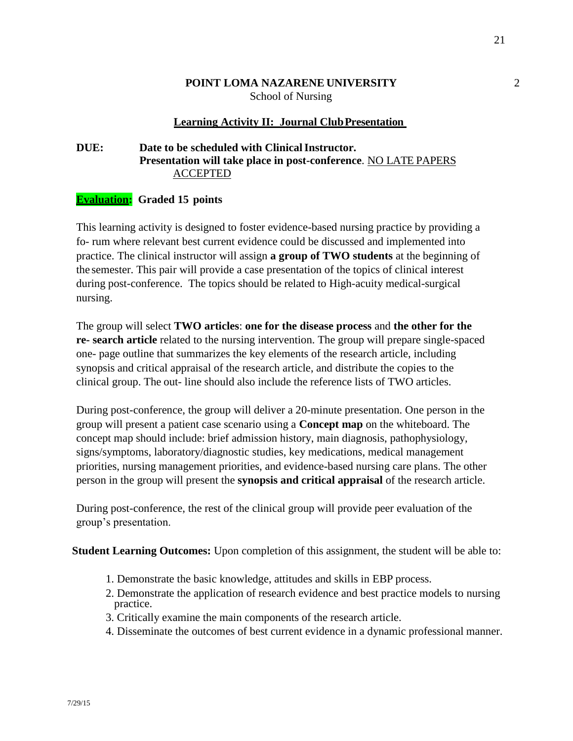**POINT LOMA NAZARENE UNIVERSITY**
School of Nursing

## Learning Activity II: Journal Club Presentation

**DUE: Date to be scheduled with Clinical Instructor.**
**Presentation will take place in post-conference**. NO LATE PAPERS ACCEPTED

**Evaluation: Graded 15 points**

This learning activity is designed to foster evidence-based nursing practice by providing a fo- rum where relevant best current evidence could be discussed and implemented into practice. The clinical instructor will assign **a group of TWO students** at the beginning of the semester. This pair will provide a case presentation of the topics of clinical interest during post-conference. The topics should be related to High-acuity medical-surgical nursing.

The group will select **TWO articles**: **one for the disease process** and **the other for the re- search article** related to the nursing intervention. The group will prepare single-spaced one- page outline that summarizes the key elements of the research article, including synopsis and critical appraisal of the research article, and distribute the copies to the clinical group. The out- line should also include the reference lists of TWO articles.

During post-conference, the group will deliver a 20-minute presentation. One person in the group will present a patient case scenario using a **Concept map** on the whiteboard. The concept map should include: brief admission history, main diagnosis, pathophysiology, signs/symptoms, laboratory/diagnostic studies, key medications, medical management priorities, nursing management priorities, and evidence-based nursing care plans. The other person in the group will present the **synopsis and critical appraisal** of the research article.

During post-conference, the rest of the clinical group will provide peer evaluation of the group's presentation.

**Student Learning Outcomes:** Upon completion of this assignment, the student will be able to:

1. Demonstrate the basic knowledge, attitudes and skills in EBP process.
2. Demonstrate the application of research evidence and best practice models to nursing practice.
3. Critically examine the main components of the research article.
4. Disseminate the outcomes of best current evidence in a dynamic professional manner.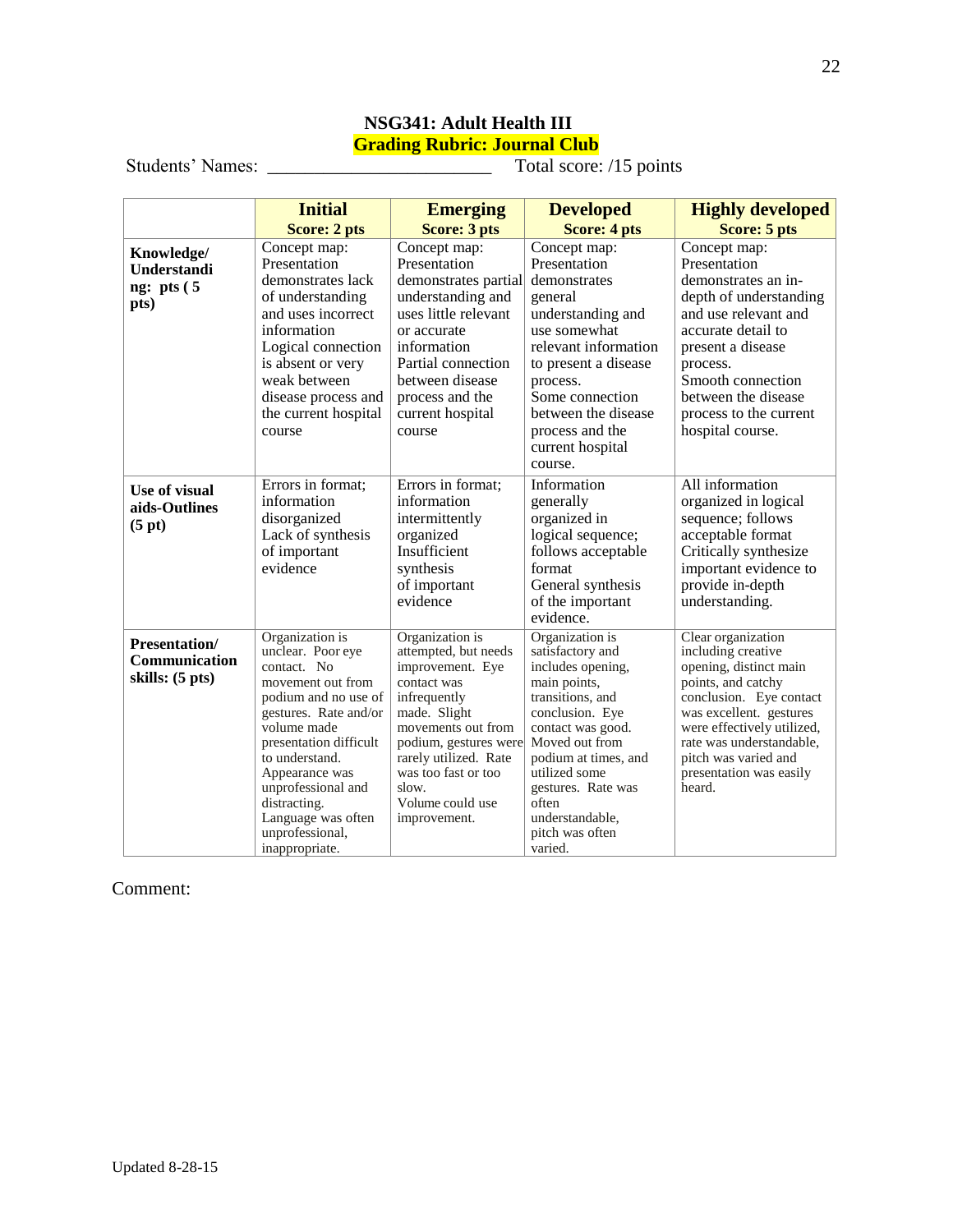**NSG341: Adult Health III**

**Grading Rubric: Journal Club**

Students' Names: _______________________ Total score: /15 points

| | **Initial** **Score: 2 pts** | **Emerging** **Score: 3 pts** | **Developed** **Score: 4 pts** | **Highly developed** **Score: 5 pts** |
|---|---|---|---|---|
| **Knowledge/ Understanding: pts ( 5 pts)** | Concept map: Presentation demonstrates lack of understanding and uses incorrect information Logical connection is absent or very weak between disease process and the current hospital course | Concept map: Presentation demonstrates partial understanding and uses little relevant or accurate information Partial connection between disease process and the current hospital course | Concept map: Presentation demonstrates general understanding and use somewhat relevant information to present a disease process. Some connection between the disease process and the current hospital course. | Concept map: Presentation demonstrates an in-depth of understanding and use relevant and accurate detail to present a disease process. Smooth connection between the disease process to the current hospital course. |
| **Use of visual aids-Outlines (5 pt)** | Errors in format; information disorganized Lack of synthesis of important evidence | Errors in format; information intermittently organized Insufficient synthesis of important evidence | Information generally organized in logical sequence; follows acceptable format General synthesis of the important evidence. | All information organized in logical sequence; follows acceptable format Critically synthesize important evidence to provide in-depth understanding. |
| **Presentation/ Communication skills: (5 pts)** | Organization is unclear. Poor eye contact. No movement out from podium and no use of gestures. Rate and/or volume made presentation difficult to understand. Appearance was unprofessional and distracting. Language was often unprofessional, inappropriate. | Organization is attempted, but needs improvement. Eye contact was infrequently made. Slight movements out from podium, gestures were rarely utilized. Rate was too fast or too slow. Volume could use improvement. | Organization is satisfactory and includes opening, main points, transitions, and conclusion. Eye contact was good. Moved out from podium at times, and utilized some gestures. Rate was often understandable, pitch was often varied. | Clear organization including creative opening, distinct main points, and catchy conclusion. Eye contact was excellent. gestures were effectively utilized, rate was understandable, pitch was varied and presentation was easily heard. |

Comment:

Updated 8-28-15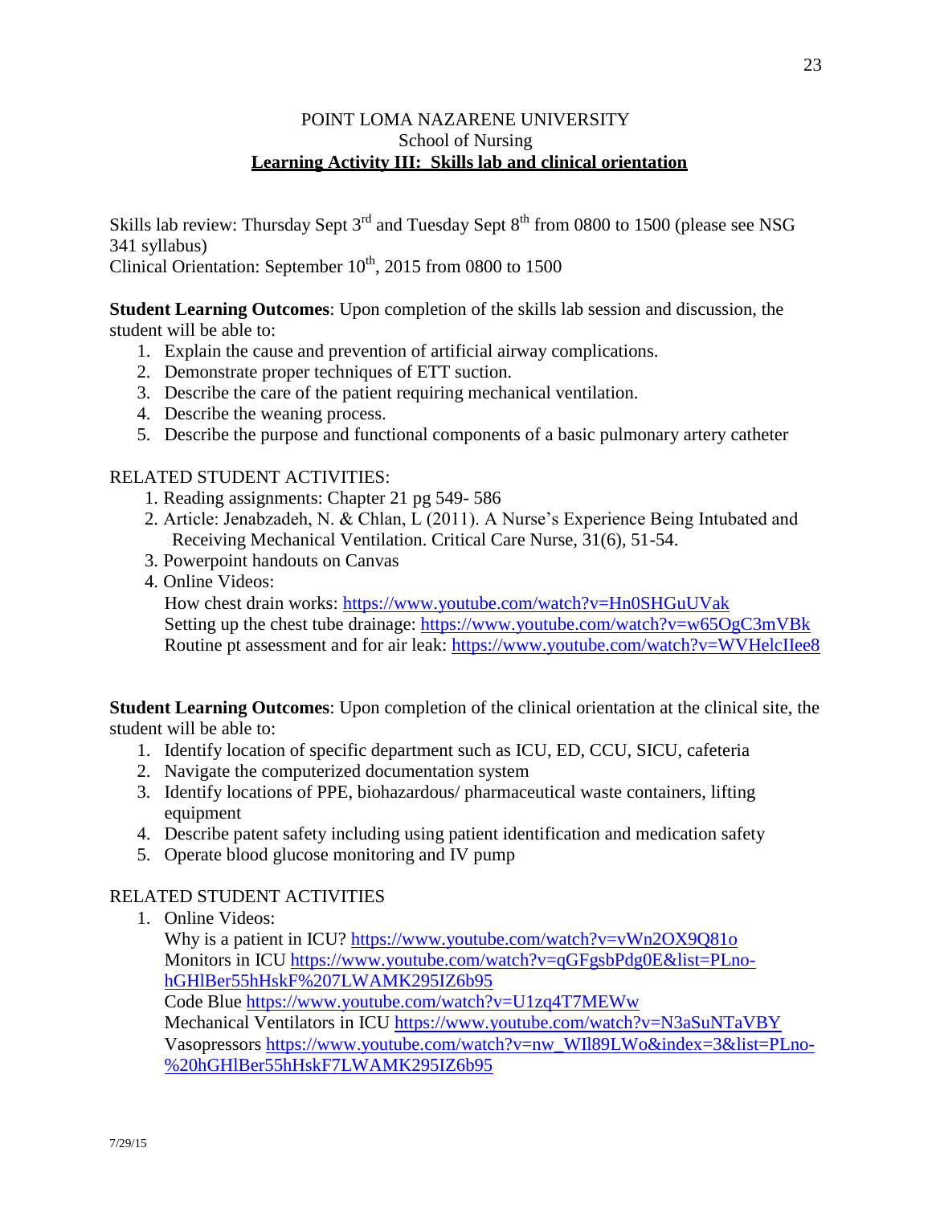POINT LOMA NAZARENE UNIVERSITY

School of Nursing

**Learning Activity III: Skills lab and clinical orientation**

Skills lab review: Thursday Sept 3rd and Tuesday Sept 8th from 0800 to 1500 (please see NSG 341 syllabus)
Clinical Orientation: September 10th, 2015 from 0800 to 1500

**Student Learning Outcomes**: Upon completion of the skills lab session and discussion, the student will be able to:

1. Explain the cause and prevention of artificial airway complications.
2. Demonstrate proper techniques of ETT suction.
3. Describe the care of the patient requiring mechanical ventilation.
4. Describe the weaning process.
5. Describe the purpose and functional components of a basic pulmonary artery catheter

RELATED STUDENT ACTIVITIES:

1. Reading assignments: Chapter 21 pg 549- 586
2. Article: Jenabzadeh, N. & Chlan, L (2011). A Nurse's Experience Being Intubated and Receiving Mechanical Ventilation. Critical Care Nurse, 31(6), 51-54.
3. Powerpoint handouts on Canvas
4. Online Videos:
   How chest drain works: https://www.youtube.com/watch?v=Hn0SHGuUVak
   Setting up the chest tube drainage: https://www.youtube.com/watch?v=w65OgC3mVBk
   Routine pt assessment and for air leak: https://www.youtube.com/watch?v=WVHelcIIee8

**Student Learning Outcomes**: Upon completion of the clinical orientation at the clinical site, the student will be able to:

1. Identify location of specific department such as ICU, ED, CCU, SICU, cafeteria
2. Navigate the computerized documentation system
3. Identify locations of PPE, biohazardous/ pharmaceutical waste containers, lifting equipment
4. Describe patent safety including using patient identification and medication safety
5. Operate blood glucose monitoring and IV pump

RELATED STUDENT ACTIVITIES

1. Online Videos:
   Why is a patient in ICU? https://www.youtube.com/watch?v=vWn2OX9Q81o
   Monitors in ICU https://www.youtube.com/watch?v=qGFgsbPdg0E&list=PLno-hGHlBer55hHskF%207LWAMK295IZ6b95
   Code Blue https://www.youtube.com/watch?v=U1zq4T7MEWw
   Mechanical Ventilators in ICU https://www.youtube.com/watch?v=N3aSuNTaVBY
   Vasopressors https://www.youtube.com/watch?v=nw_WIl89LWo&index=3&list=PLno-%20hGHlBer55hHskF7LWAMK295IZ6b95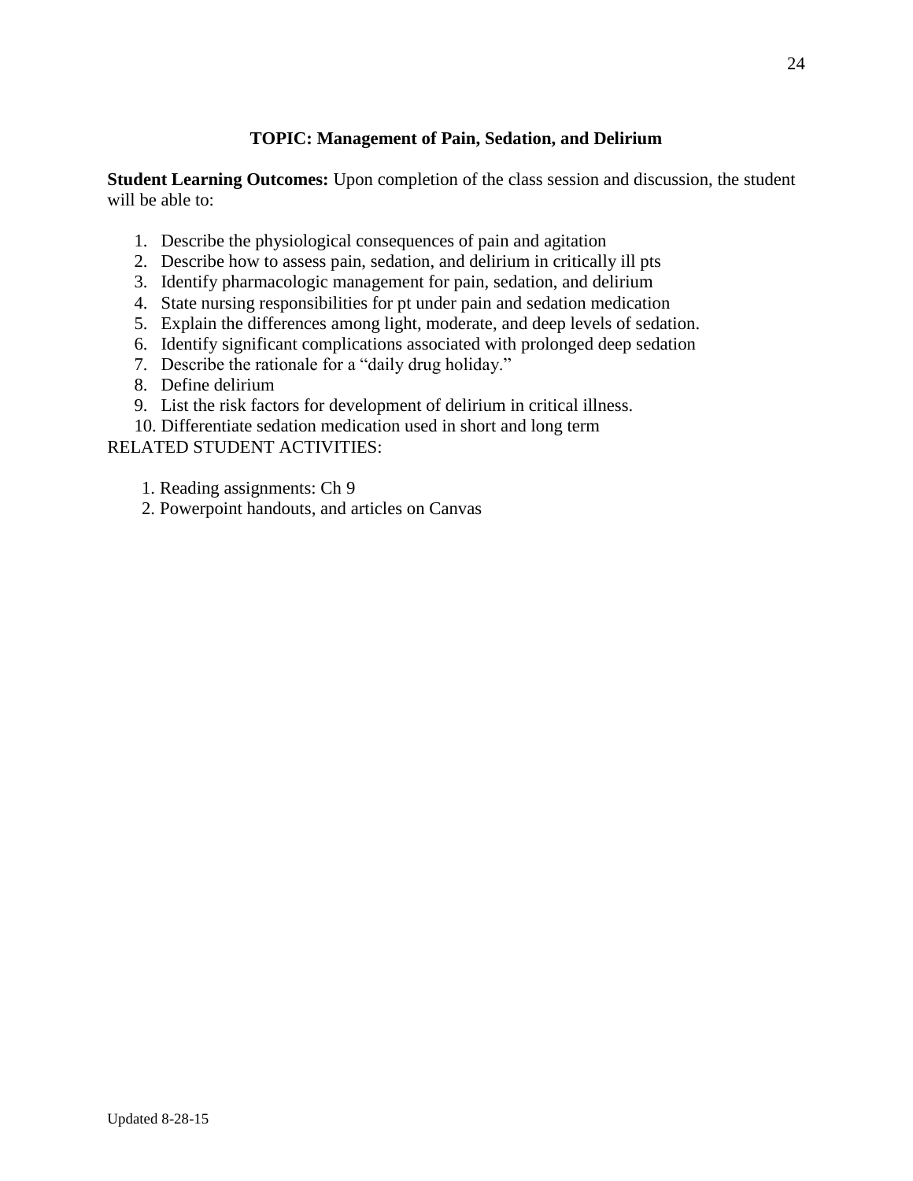## TOPIC: Management of Pain, Sedation, and Delirium

**Student Learning Outcomes:** Upon completion of the class session and discussion, the student will be able to:

1. Describe the physiological consequences of pain and agitation
2. Describe how to assess pain, sedation, and delirium in critically ill pts
3. Identify pharmacologic management for pain, sedation, and delirium
4. State nursing responsibilities for pt under pain and sedation medication
5. Explain the differences among light, moderate, and deep levels of sedation.
6. Identify significant complications associated with prolonged deep sedation
7. Describe the rationale for a "daily drug holiday."
8. Define delirium
9. List the risk factors for development of delirium in critical illness.
10. Differentiate sedation medication used in short and long term

RELATED STUDENT ACTIVITIES:

1. Reading assignments: Ch 9
2. Powerpoint handouts, and articles on Canvas

Updated 8-28-15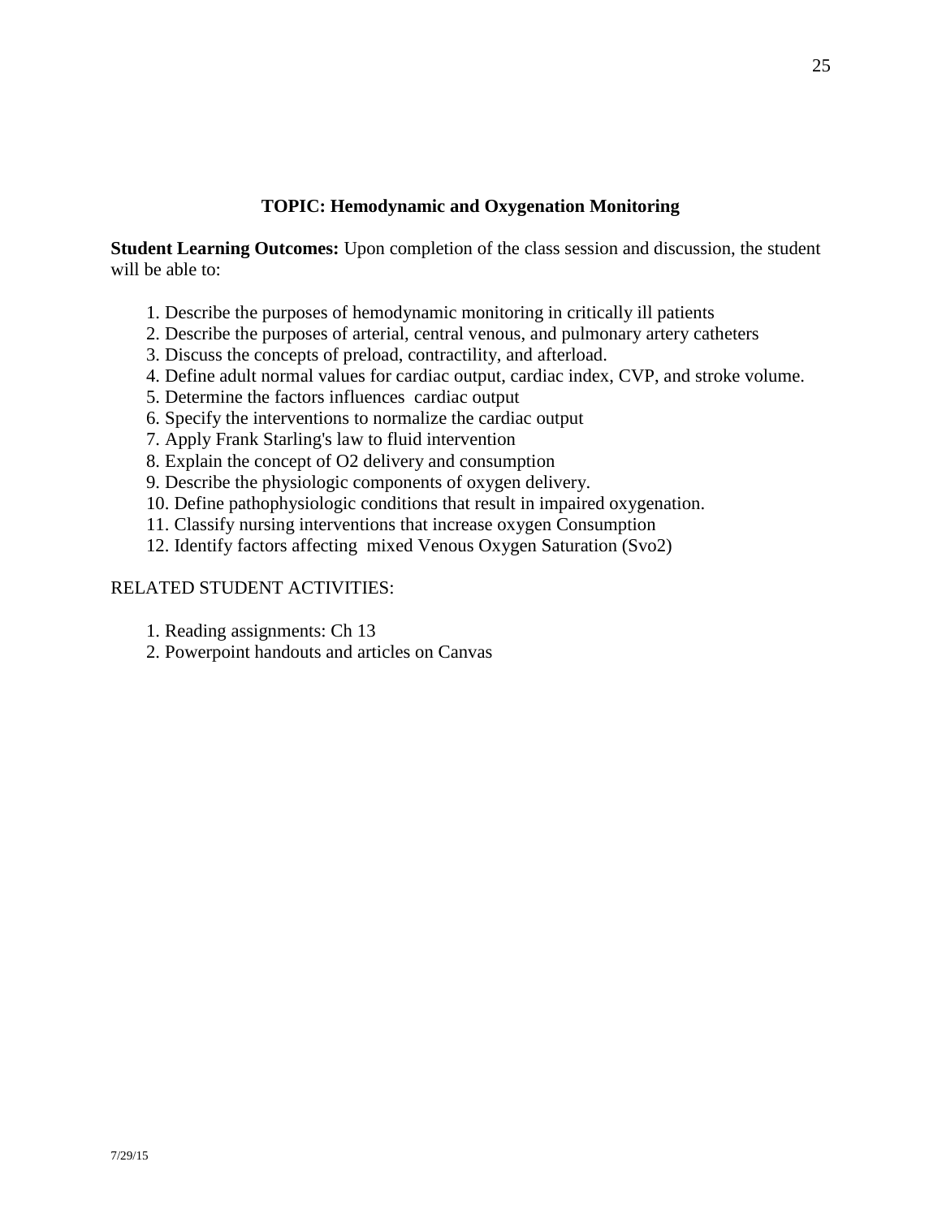## TOPIC: Hemodynamic and Oxygenation Monitoring

**Student Learning Outcomes:** Upon completion of the class session and discussion, the student will be able to:

1. Describe the purposes of hemodynamic monitoring in critically ill patients
2. Describe the purposes of arterial, central venous, and pulmonary artery catheters
3. Discuss the concepts of preload, contractility, and afterload.
4. Define adult normal values for cardiac output, cardiac index, CVP, and stroke volume.
5. Determine the factors influences cardiac output
6. Specify the interventions to normalize the cardiac output
7. Apply Frank Starling's law to fluid intervention
8. Explain the concept of O2 delivery and consumption
9. Describe the physiologic components of oxygen delivery.
10. Define pathophysiologic conditions that result in impaired oxygenation.
11. Classify nursing interventions that increase oxygen Consumption
12. Identify factors affecting mixed Venous Oxygen Saturation (Svo2)

RELATED STUDENT ACTIVITIES:

1. Reading assignments: Ch 13
2. Powerpoint handouts and articles on Canvas

7/29/15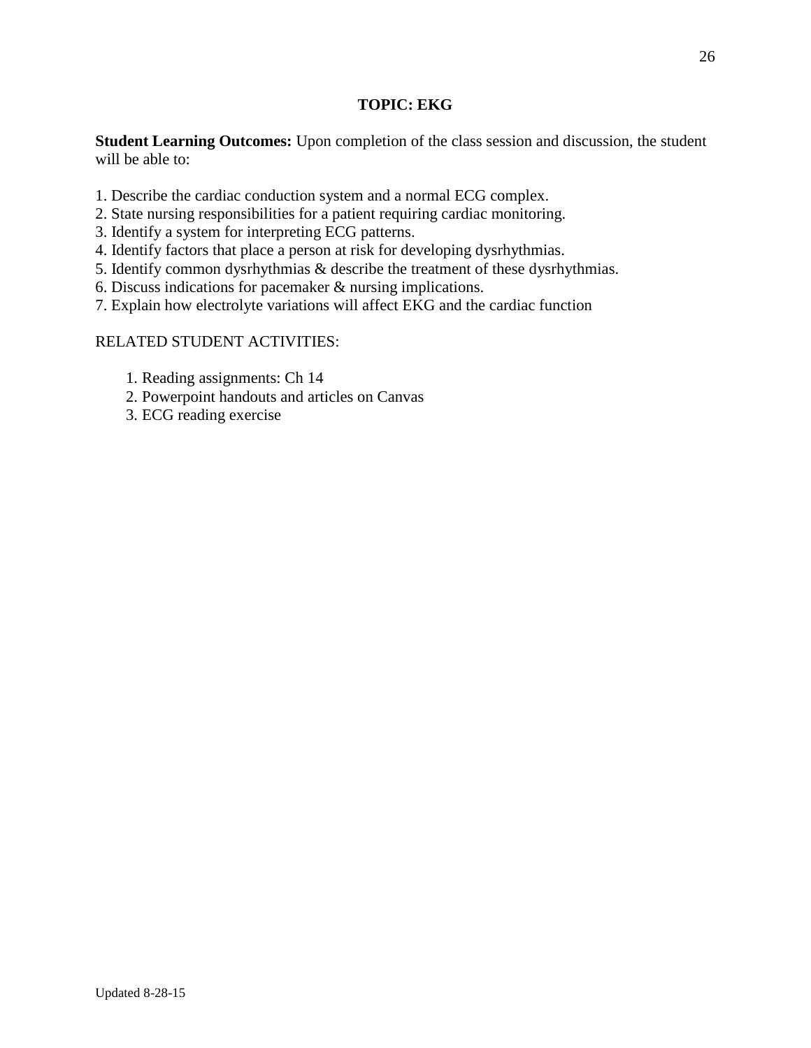## TOPIC: EKG

**Student Learning Outcomes:** Upon completion of the class session and discussion, the student will be able to:

1. Describe the cardiac conduction system and a normal ECG complex.
2. State nursing responsibilities for a patient requiring cardiac monitoring.
3. Identify a system for interpreting ECG patterns.
4. Identify factors that place a person at risk for developing dysrhythmias.
5. Identify common dysrhythmias & describe the treatment of these dysrhythmias.
6. Discuss indications for pacemaker & nursing implications.
7. Explain how electrolyte variations will affect EKG and the cardiac function

RELATED STUDENT ACTIVITIES:

1. Reading assignments: Ch 14
2. Powerpoint handouts and articles on Canvas
3. ECG reading exercise

Updated 8-28-15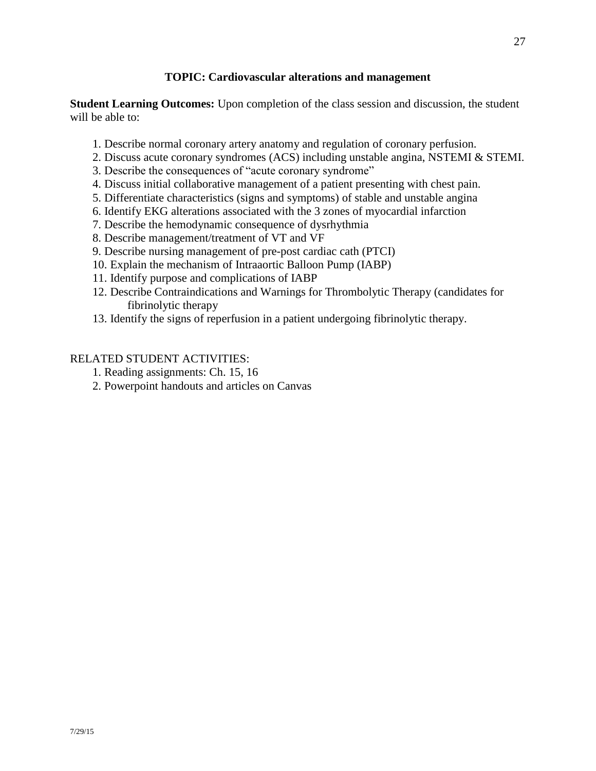### TOPIC: Cardiovascular alterations and management

**Student Learning Outcomes:** Upon completion of the class session and discussion, the student will be able to:

1. Describe normal coronary artery anatomy and regulation of coronary perfusion.
2. Discuss acute coronary syndromes (ACS) including unstable angina, NSTEMI & STEMI.
3. Describe the consequences of "acute coronary syndrome"
4. Discuss initial collaborative management of a patient presenting with chest pain.
5. Differentiate characteristics (signs and symptoms) of stable and unstable angina
6. Identify EKG alterations associated with the 3 zones of myocardial infarction
7. Describe the hemodynamic consequence of dysrhythmia
8. Describe management/treatment of VT and VF
9. Describe nursing management of pre-post cardiac cath (PTCI)
10. Explain the mechanism of Intraaortic Balloon Pump (IABP)
11. Identify purpose and complications of IABP
12. Describe Contraindications and Warnings for Thrombolytic Therapy (candidates for fibrinolytic therapy
13. Identify the signs of reperfusion in a patient undergoing fibrinolytic therapy.

RELATED STUDENT ACTIVITIES:

1. Reading assignments: Ch. 15, 16
2. Powerpoint handouts and articles on Canvas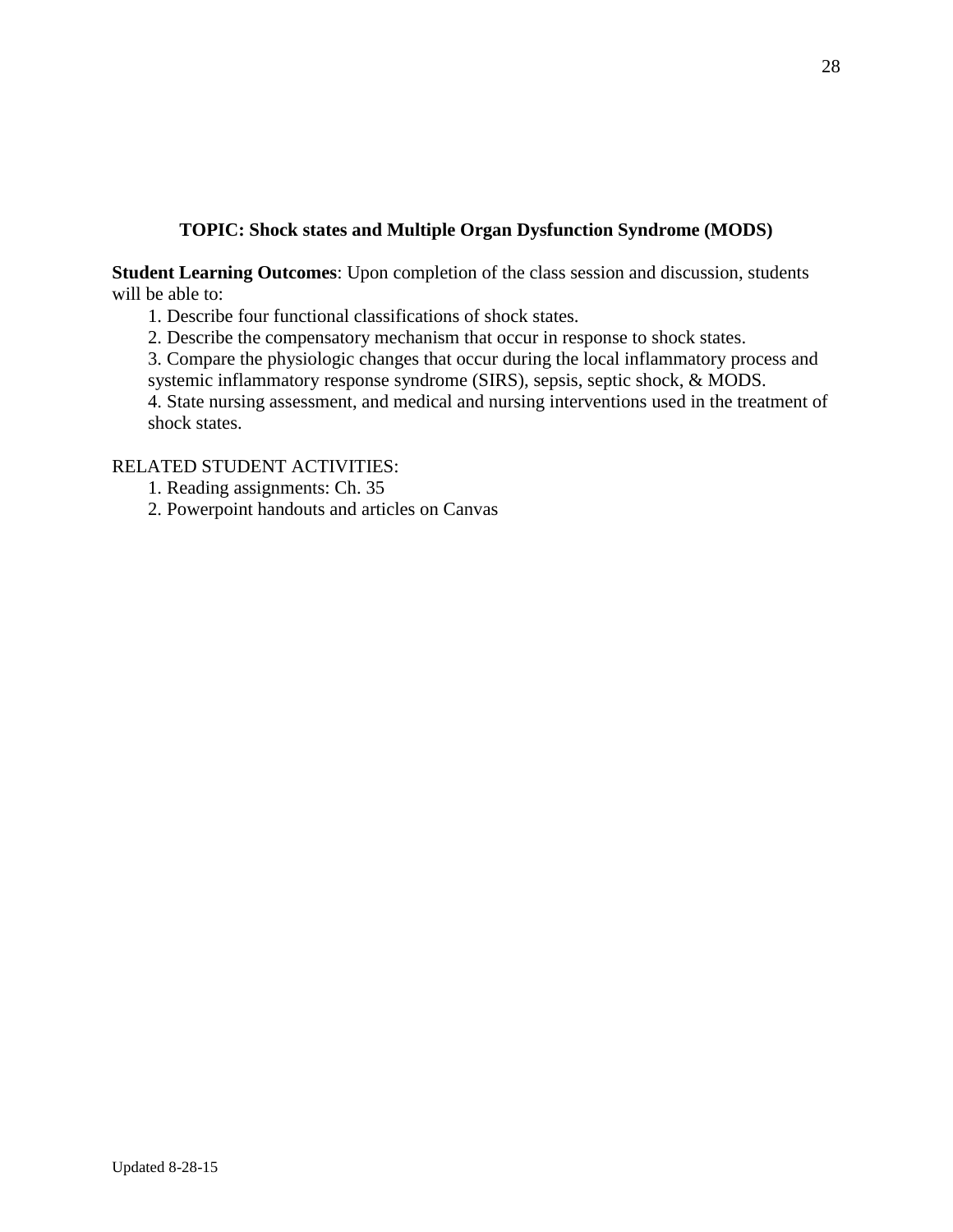## TOPIC: Shock states and Multiple Organ Dysfunction Syndrome (MODS)

**Student Learning Outcomes**: Upon completion of the class session and discussion, students will be able to:

1. Describe four functional classifications of shock states.
2. Describe the compensatory mechanism that occur in response to shock states.
3. Compare the physiologic changes that occur during the local inflammatory process and systemic inflammatory response syndrome (SIRS), sepsis, septic shock, & MODS.
4. State nursing assessment, and medical and nursing interventions used in the treatment of shock states.

RELATED STUDENT ACTIVITIES:

1. Reading assignments: Ch. 35
2. Powerpoint handouts and articles on Canvas

Updated 8-28-15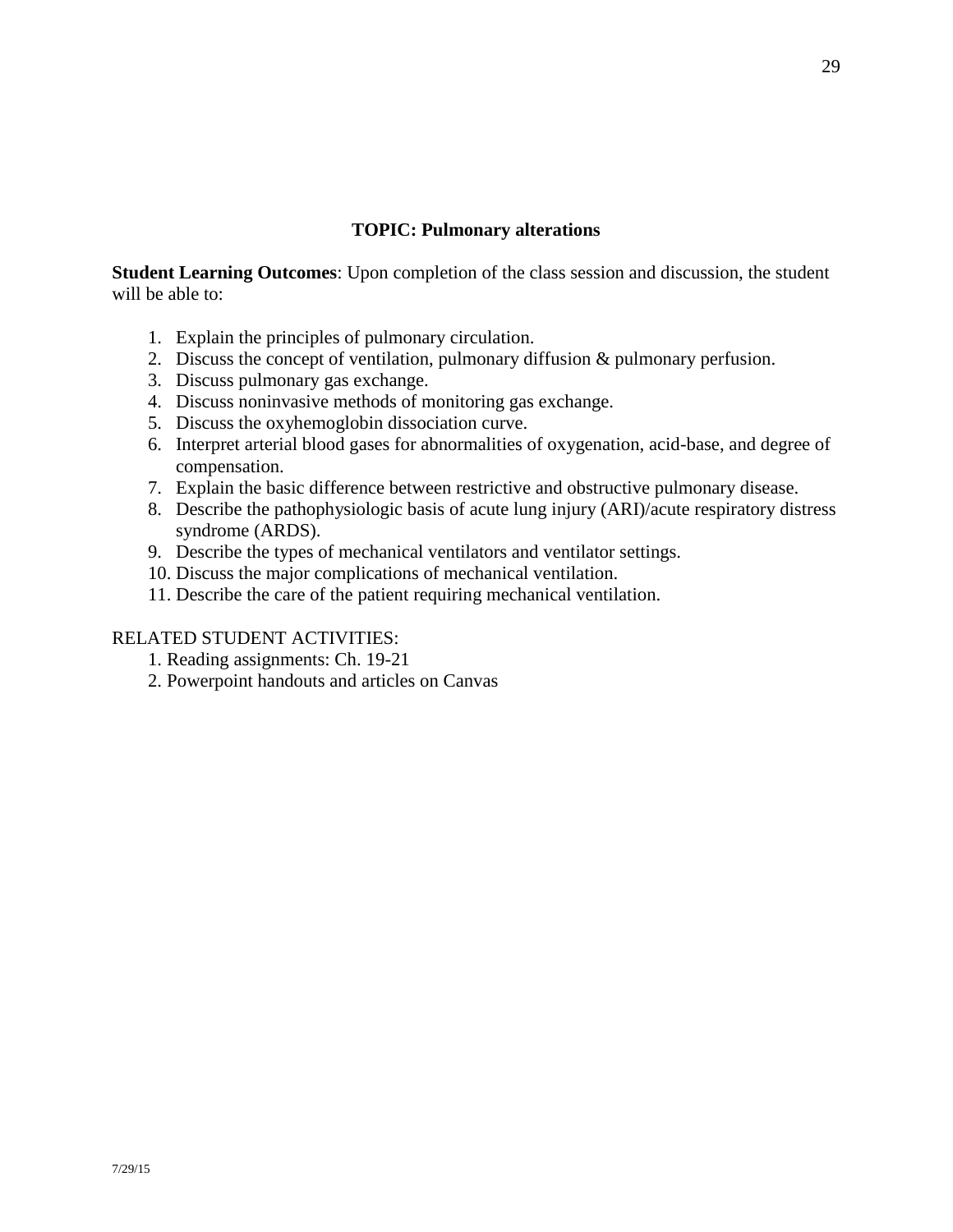## TOPIC: Pulmonary alterations

**Student Learning Outcomes**: Upon completion of the class session and discussion, the student will be able to:

1. Explain the principles of pulmonary circulation.
2. Discuss the concept of ventilation, pulmonary diffusion & pulmonary perfusion.
3. Discuss pulmonary gas exchange.
4. Discuss noninvasive methods of monitoring gas exchange.
5. Discuss the oxyhemoglobin dissociation curve.
6. Interpret arterial blood gases for abnormalities of oxygenation, acid-base, and degree of compensation.
7. Explain the basic difference between restrictive and obstructive pulmonary disease.
8. Describe the pathophysiologic basis of acute lung injury (ARI)/acute respiratory distress syndrome (ARDS).
9. Describe the types of mechanical ventilators and ventilator settings.
10. Discuss the major complications of mechanical ventilation.
11. Describe the care of the patient requiring mechanical ventilation.

RELATED STUDENT ACTIVITIES:

1. Reading assignments: Ch. 19-21
2. Powerpoint handouts and articles on Canvas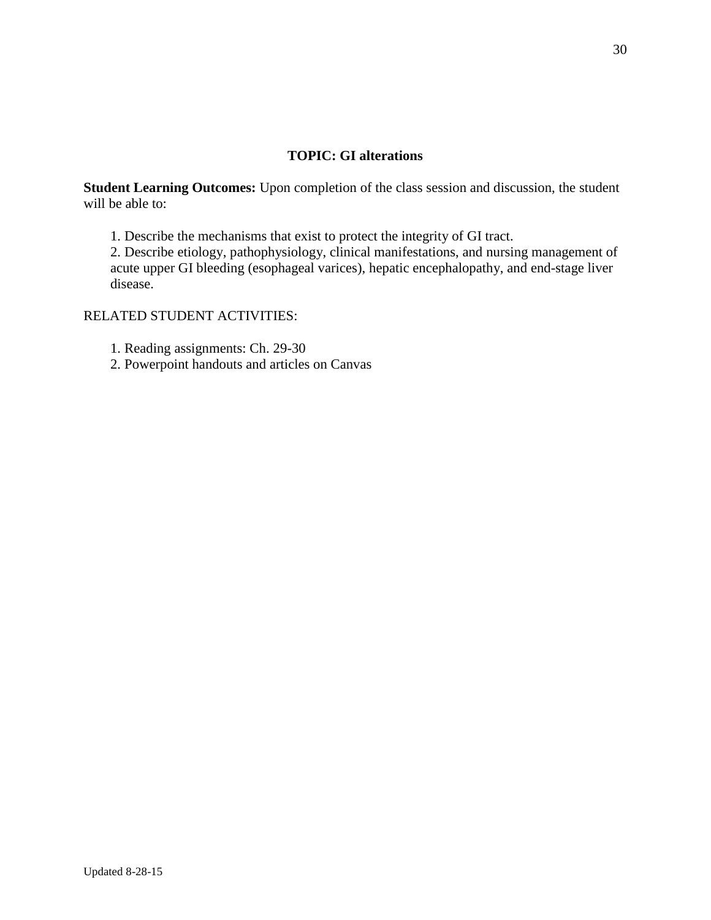## TOPIC: GI alterations

**Student Learning Outcomes:** Upon completion of the class session and discussion, the student will be able to:

1. Describe the mechanisms that exist to protect the integrity of GI tract.
2. Describe etiology, pathophysiology, clinical manifestations, and nursing management of acute upper GI bleeding (esophageal varices), hepatic encephalopathy, and end-stage liver disease.

RELATED STUDENT ACTIVITIES:

1. Reading assignments: Ch. 29-30
2. Powerpoint handouts and articles on Canvas

Updated 8-28-15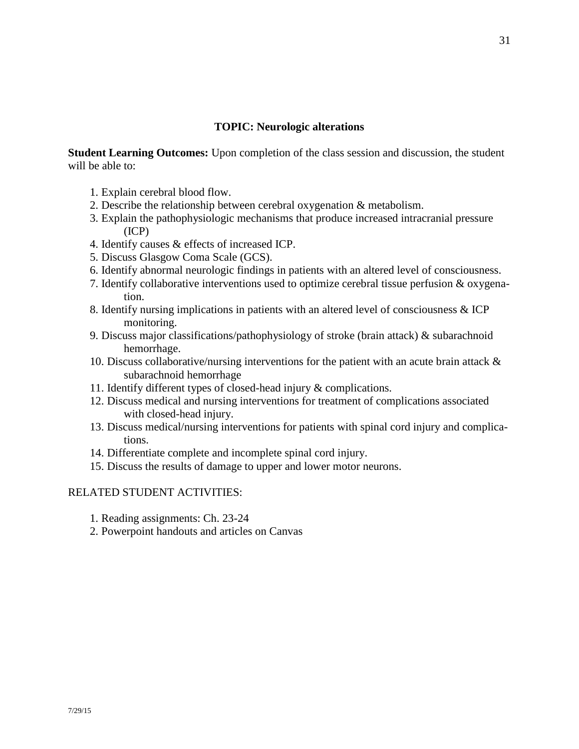## TOPIC: Neurologic alterations

**Student Learning Outcomes:** Upon completion of the class session and discussion, the student will be able to:

1. Explain cerebral blood flow.
2. Describe the relationship between cerebral oxygenation & metabolism.
3. Explain the pathophysiologic mechanisms that produce increased intracranial pressure (ICP)
4. Identify causes & effects of increased ICP.
5. Discuss Glasgow Coma Scale (GCS).
6. Identify abnormal neurologic findings in patients with an altered level of consciousness.
7. Identify collaborative interventions used to optimize cerebral tissue perfusion & oxygenation.
8. Identify nursing implications in patients with an altered level of consciousness & ICP monitoring.
9. Discuss major classifications/pathophysiology of stroke (brain attack) & subarachnoid hemorrhage.
10. Discuss collaborative/nursing interventions for the patient with an acute brain attack & subarachnoid hemorrhage
11. Identify different types of closed-head injury & complications.
12. Discuss medical and nursing interventions for treatment of complications associated with closed-head injury.
13. Discuss medical/nursing interventions for patients with spinal cord injury and complications.
14. Differentiate complete and incomplete spinal cord injury.
15. Discuss the results of damage to upper and lower motor neurons.

RELATED STUDENT ACTIVITIES:

1. Reading assignments: Ch. 23-24
2. Powerpoint handouts and articles on Canvas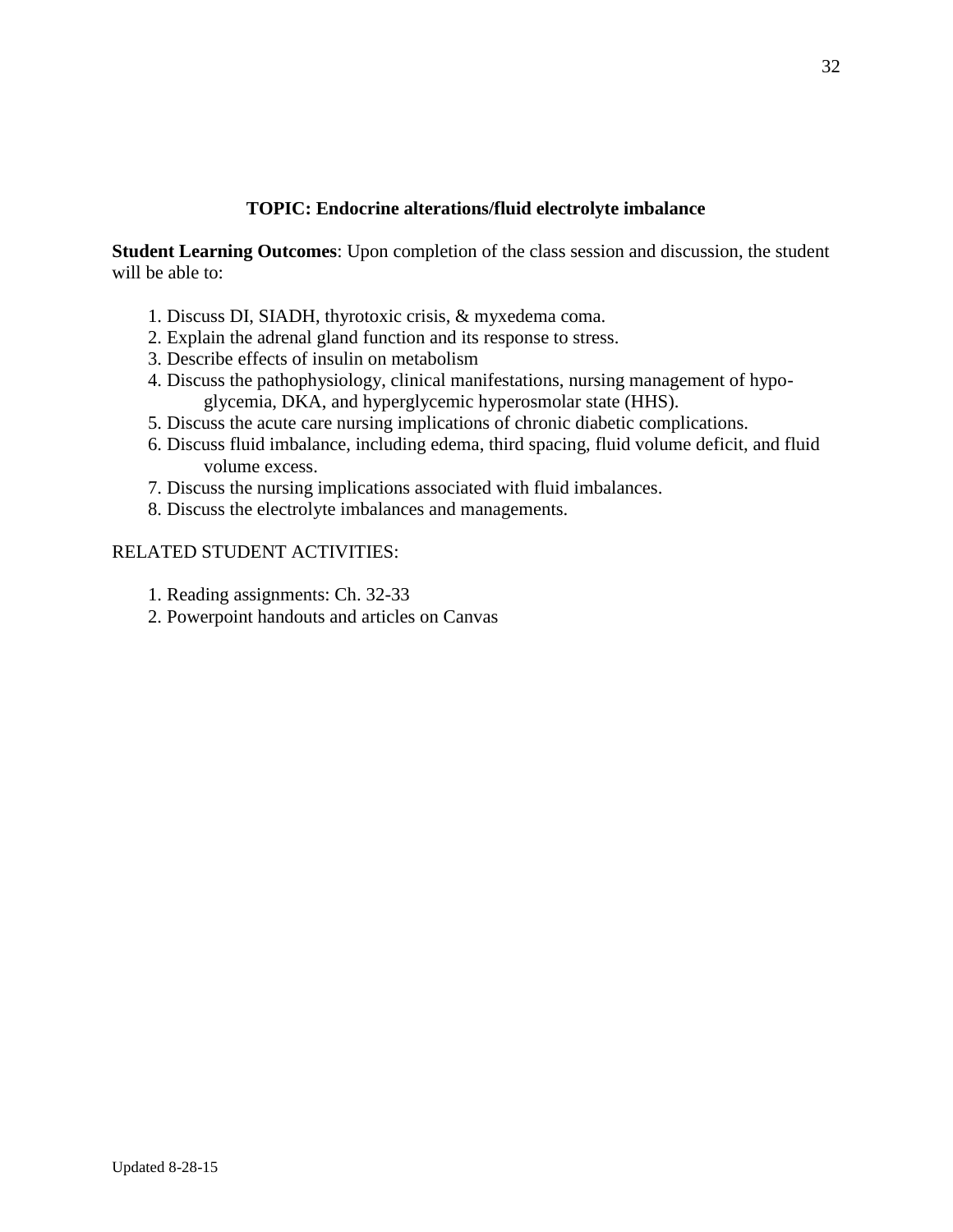**TOPIC: Endocrine alterations/fluid electrolyte imbalance**

**Student Learning Outcomes**: Upon completion of the class session and discussion, the student will be able to:

1. Discuss DI, SIADH, thyrotoxic crisis, & myxedema coma.
2. Explain the adrenal gland function and its response to stress.
3. Describe effects of insulin on metabolism
4. Discuss the pathophysiology, clinical manifestations, nursing management of hypoglycemia, DKA, and hyperglycemic hyperosmolar state (HHS).
5. Discuss the acute care nursing implications of chronic diabetic complications.
6. Discuss fluid imbalance, including edema, third spacing, fluid volume deficit, and fluid volume excess.
7. Discuss the nursing implications associated with fluid imbalances.
8. Discuss the electrolyte imbalances and managements.

RELATED STUDENT ACTIVITIES:

1. Reading assignments: Ch. 32-33
2. Powerpoint handouts and articles on Canvas

Updated 8-28-15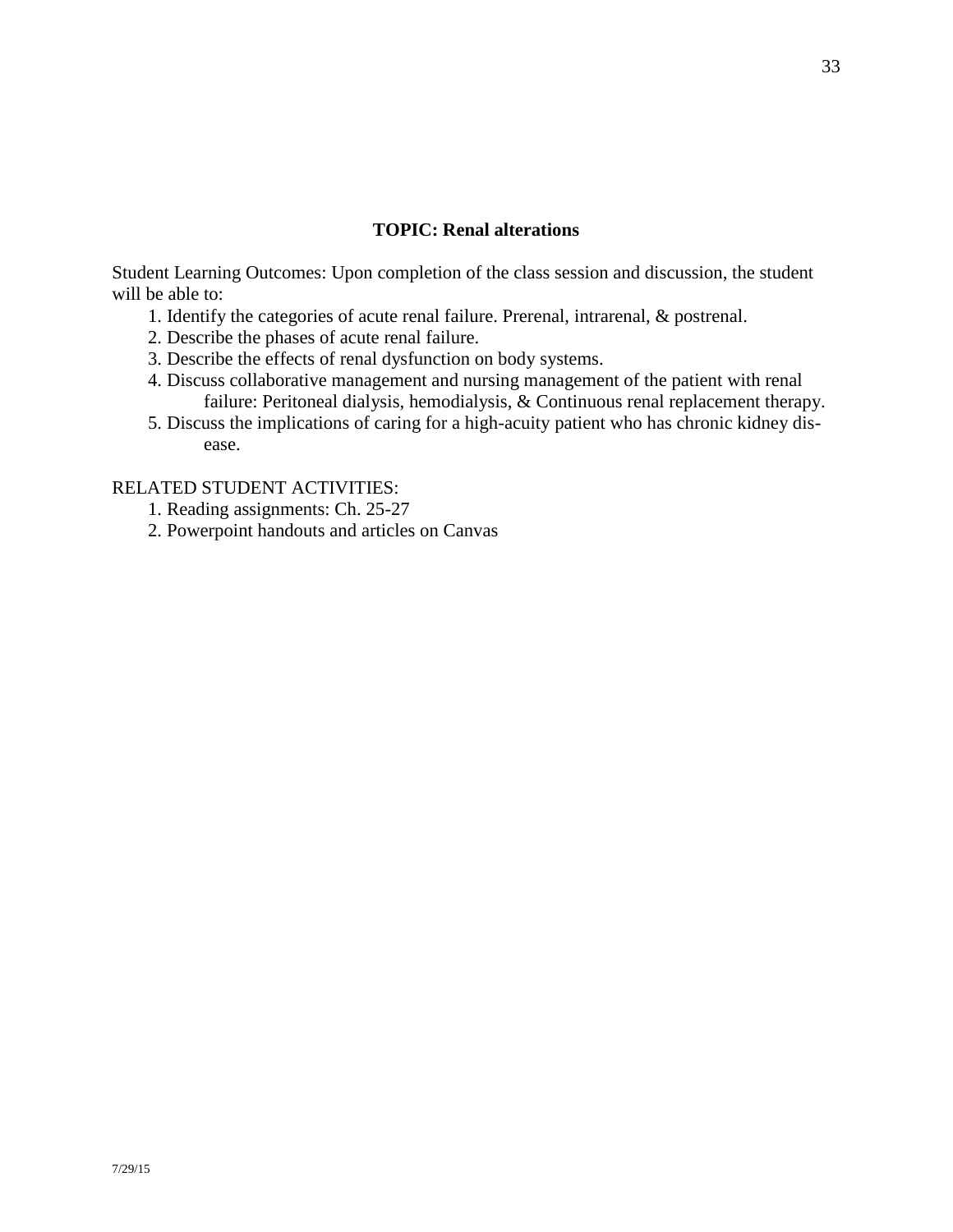## TOPIC: Renal alterations

Student Learning Outcomes: Upon completion of the class session and discussion, the student will be able to:

1. Identify the categories of acute renal failure. Prerenal, intrarenal, & postrenal.
2. Describe the phases of acute renal failure.
3. Describe the effects of renal dysfunction on body systems.
4. Discuss collaborative management and nursing management of the patient with renal failure: Peritoneal dialysis, hemodialysis, & Continuous renal replacement therapy.
5. Discuss the implications of caring for a high-acuity patient who has chronic kidney disease.

RELATED STUDENT ACTIVITIES:

1. Reading assignments: Ch. 25-27
2. Powerpoint handouts and articles on Canvas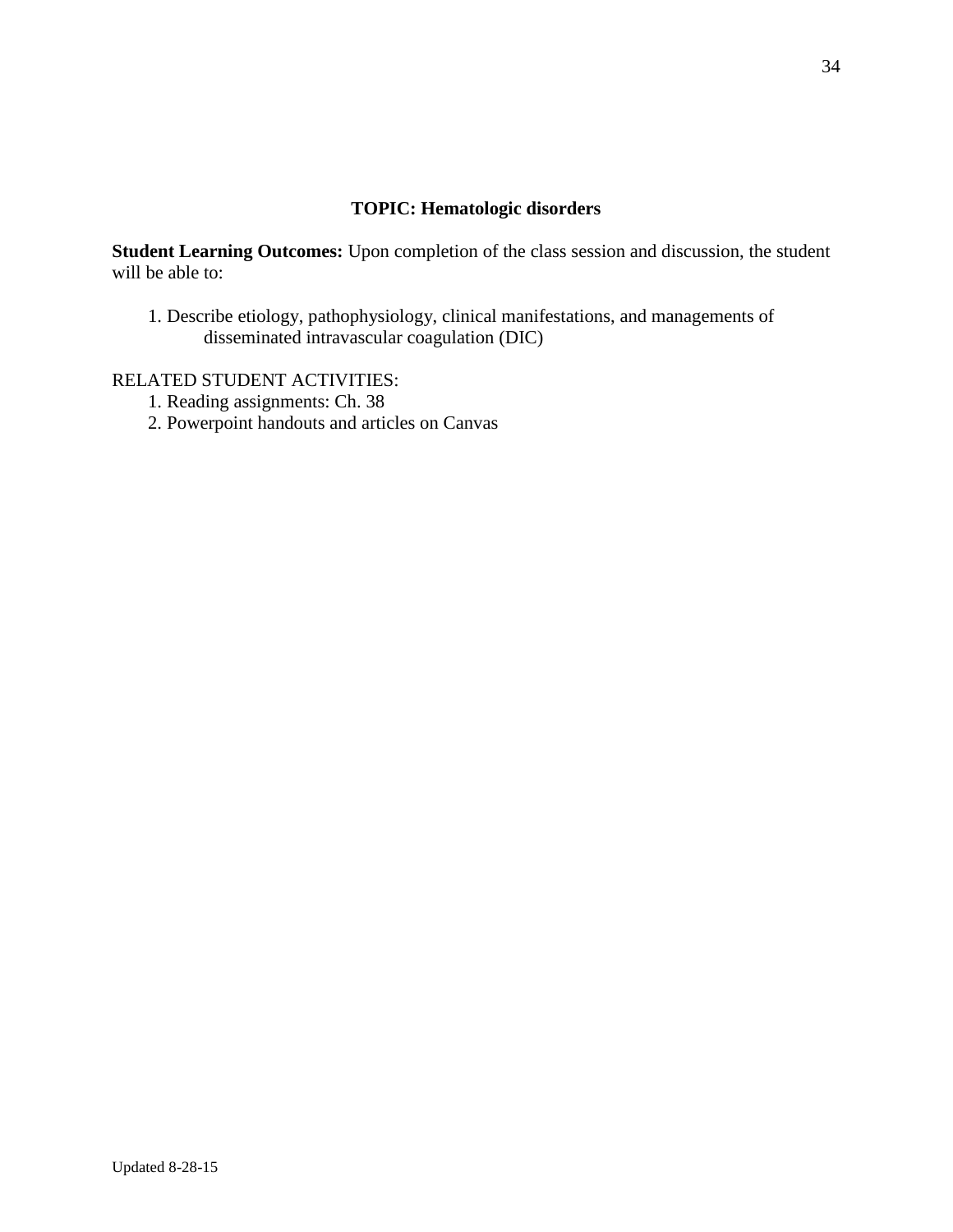## TOPIC: Hematologic disorders

**Student Learning Outcomes:** Upon completion of the class session and discussion, the student will be able to:

1. Describe etiology, pathophysiology, clinical manifestations, and managements of disseminated intravascular coagulation (DIC)

RELATED STUDENT ACTIVITIES:

1. Reading assignments: Ch. 38
2. Powerpoint handouts and articles on Canvas

Updated 8-28-15